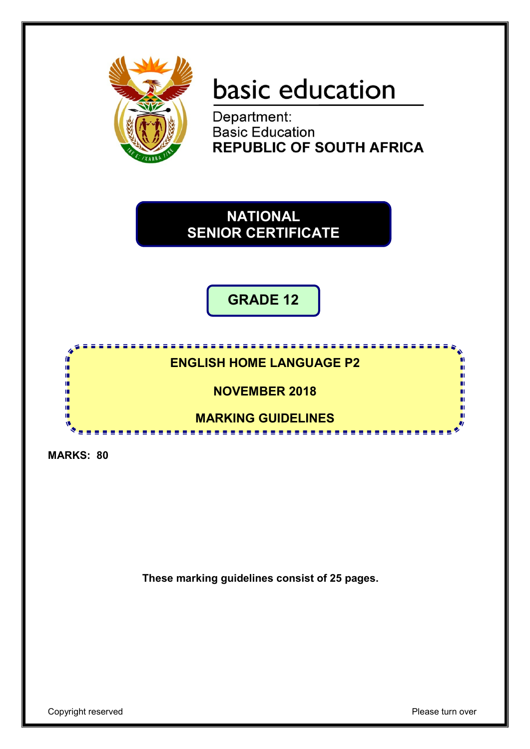basic education

Department:
Basic Education
**REPUBLIC OF SOUTH AFRICA**

# NATIONAL SENIOR CERTIFICATE

## GRADE 12

## ENGLISH HOME LANGUAGE P2

## NOVEMBER 2018

## MARKING GUIDELINES

**MARKS: 80**

**These marking guidelines consist of 25 pages.**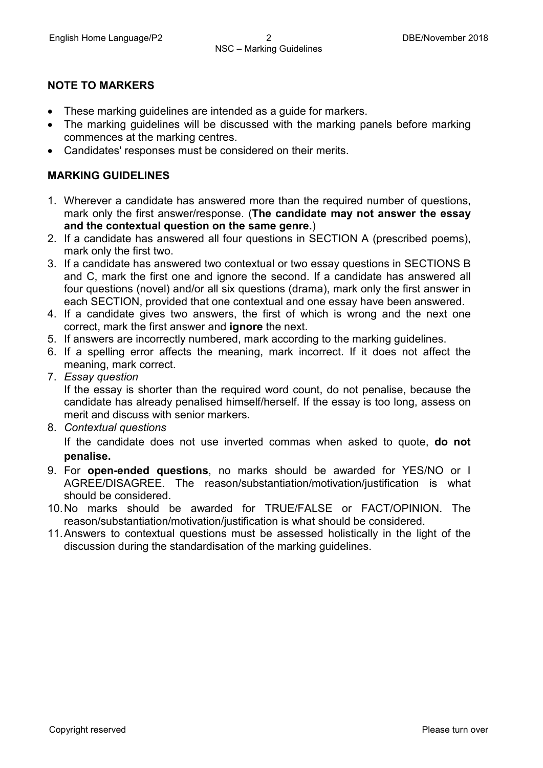## NOTE TO MARKERS

- These marking guidelines are intended as a guide for markers.
- The marking guidelines will be discussed with the marking panels before marking commences at the marking centres.
- Candidates' responses must be considered on their merits.

## MARKING GUIDELINES

1. Wherever a candidate has answered more than the required number of questions, mark only the first answer/response. (**The candidate may not answer the essay and the contextual question on the same genre.**)
2. If a candidate has answered all four questions in SECTION A (prescribed poems), mark only the first two.
3. If a candidate has answered two contextual or two essay questions in SECTIONS B and C, mark the first one and ignore the second. If a candidate has answered all four questions (novel) and/or all six questions (drama), mark only the first answer in each SECTION, provided that one contextual and one essay have been answered.
4. If a candidate gives two answers, the first of which is wrong and the next one correct, mark the first answer and **ignore** the next.
5. If answers are incorrectly numbered, mark according to the marking guidelines.
6. If a spelling error affects the meaning, mark incorrect. If it does not affect the meaning, mark correct.
7. *Essay question*
   If the essay is shorter than the required word count, do not penalise, because the candidate has already penalised himself/herself. If the essay is too long, assess on merit and discuss with senior markers.
8. *Contextual questions*
   If the candidate does not use inverted commas when asked to quote, **do not penalise.**
9. For **open-ended questions**, no marks should be awarded for YES/NO or I AGREE/DISAGREE. The reason/substantiation/motivation/justification is what should be considered.
10. No marks should be awarded for TRUE/FALSE or FACT/OPINION. The reason/substantiation/motivation/justification is what should be considered.
11. Answers to contextual questions must be assessed holistically in the light of the discussion during the standardisation of the marking guidelines.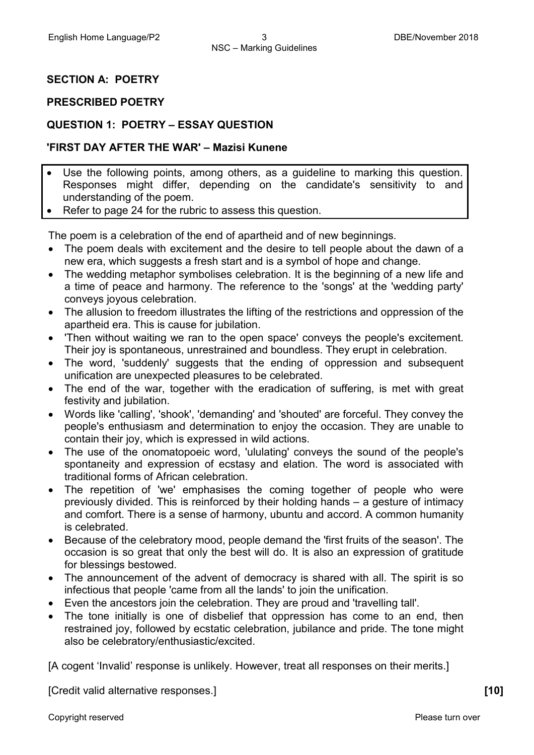## SECTION A: POETRY

### PRESCRIBED POETRY

### QUESTION 1: POETRY – ESSAY QUESTION

### 'FIRST DAY AFTER THE WAR' – Mazisi Kunene

- Use the following points, among others, as a guideline to marking this question. Responses might differ, depending on the candidate's sensitivity to and understanding of the poem.
- Refer to page 24 for the rubric to assess this question.

The poem is a celebration of the end of apartheid and of new beginnings.

- The poem deals with excitement and the desire to tell people about the dawn of a new era, which suggests a fresh start and is a symbol of hope and change.
- The wedding metaphor symbolises celebration. It is the beginning of a new life and a time of peace and harmony. The reference to the 'songs' at the 'wedding party' conveys joyous celebration.
- The allusion to freedom illustrates the lifting of the restrictions and oppression of the apartheid era. This is cause for jubilation.
- 'Then without waiting we ran to the open space' conveys the people's excitement. Their joy is spontaneous, unrestrained and boundless. They erupt in celebration.
- The word, 'suddenly' suggests that the ending of oppression and subsequent unification are unexpected pleasures to be celebrated.
- The end of the war, together with the eradication of suffering, is met with great festivity and jubilation.
- Words like 'calling', 'shook', 'demanding' and 'shouted' are forceful. They convey the people's enthusiasm and determination to enjoy the occasion. They are unable to contain their joy, which is expressed in wild actions.
- The use of the onomatopoeic word, 'ululating' conveys the sound of the people's spontaneity and expression of ecstasy and elation. The word is associated with traditional forms of African celebration.
- The repetition of 'we' emphasises the coming together of people who were previously divided. This is reinforced by their holding hands – a gesture of intimacy and comfort. There is a sense of harmony, ubuntu and accord. A common humanity is celebrated.
- Because of the celebratory mood, people demand the 'first fruits of the season'. The occasion is so great that only the best will do. It is also an expression of gratitude for blessings bestowed.
- The announcement of the advent of democracy is shared with all. The spirit is so infectious that people 'came from all the lands' to join the unification.
- Even the ancestors join the celebration. They are proud and 'travelling tall'.
- The tone initially is one of disbelief that oppression has come to an end, then restrained joy, followed by ecstatic celebration, jubilance and pride. The tone might also be celebratory/enthusiastic/excited.

[A cogent 'Invalid' response is unlikely. However, treat all responses on their merits.]

[Credit valid alternative responses.] **[10]**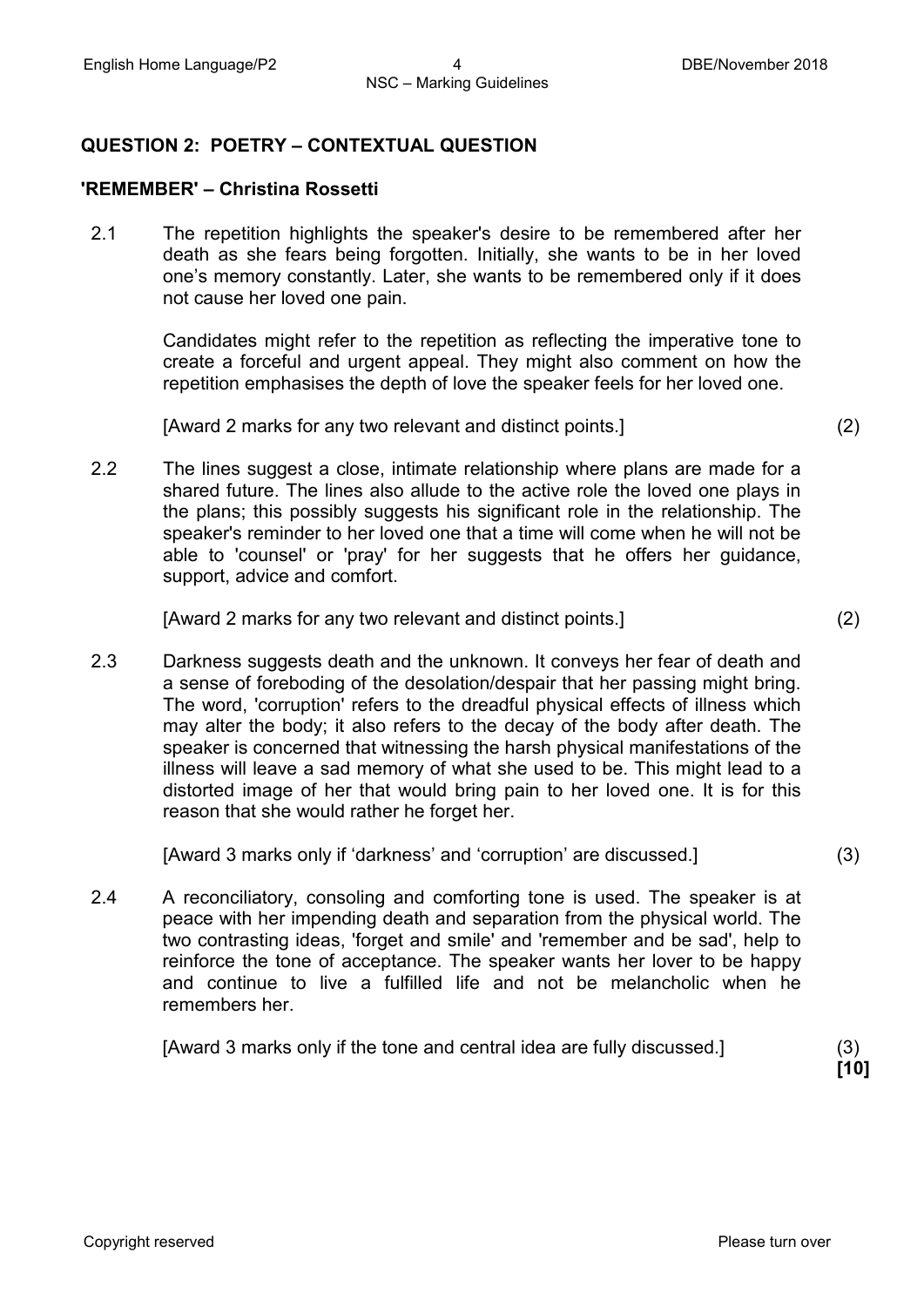## QUESTION 2: POETRY – CONTEXTUAL QUESTION

### 'REMEMBER' – Christina Rossetti

2.1 The repetition highlights the speaker's desire to be remembered after her death as she fears being forgotten. Initially, she wants to be in her loved one's memory constantly. Later, she wants to be remembered only if it does not cause her loved one pain.

Candidates might refer to the repetition as reflecting the imperative tone to create a forceful and urgent appeal. They might also comment on how the repetition emphasises the depth of love the speaker feels for her loved one.

[Award 2 marks for any two relevant and distinct points.] (2)

2.2 The lines suggest a close, intimate relationship where plans are made for a shared future. The lines also allude to the active role the loved one plays in the plans; this possibly suggests his significant role in the relationship. The speaker's reminder to her loved one that a time will come when he will not be able to 'counsel' or 'pray' for her suggests that he offers her guidance, support, advice and comfort.

[Award 2 marks for any two relevant and distinct points.] (2)

2.3 Darkness suggests death and the unknown. It conveys her fear of death and a sense of foreboding of the desolation/despair that her passing might bring. The word, 'corruption' refers to the dreadful physical effects of illness which may alter the body; it also refers to the decay of the body after death. The speaker is concerned that witnessing the harsh physical manifestations of the illness will leave a sad memory of what she used to be. This might lead to a distorted image of her that would bring pain to her loved one. It is for this reason that she would rather he forget her.

[Award 3 marks only if 'darkness' and 'corruption' are discussed.] (3)

2.4 A reconciliatory, consoling and comforting tone is used. The speaker is at peace with her impending death and separation from the physical world. The two contrasting ideas, 'forget and smile' and 'remember and be sad', help to reinforce the tone of acceptance. The speaker wants her lover to be happy and continue to live a fulfilled life and not be melancholic when he remembers her.

[Award 3 marks only if the tone and central idea are fully discussed.] (3)

**[10]**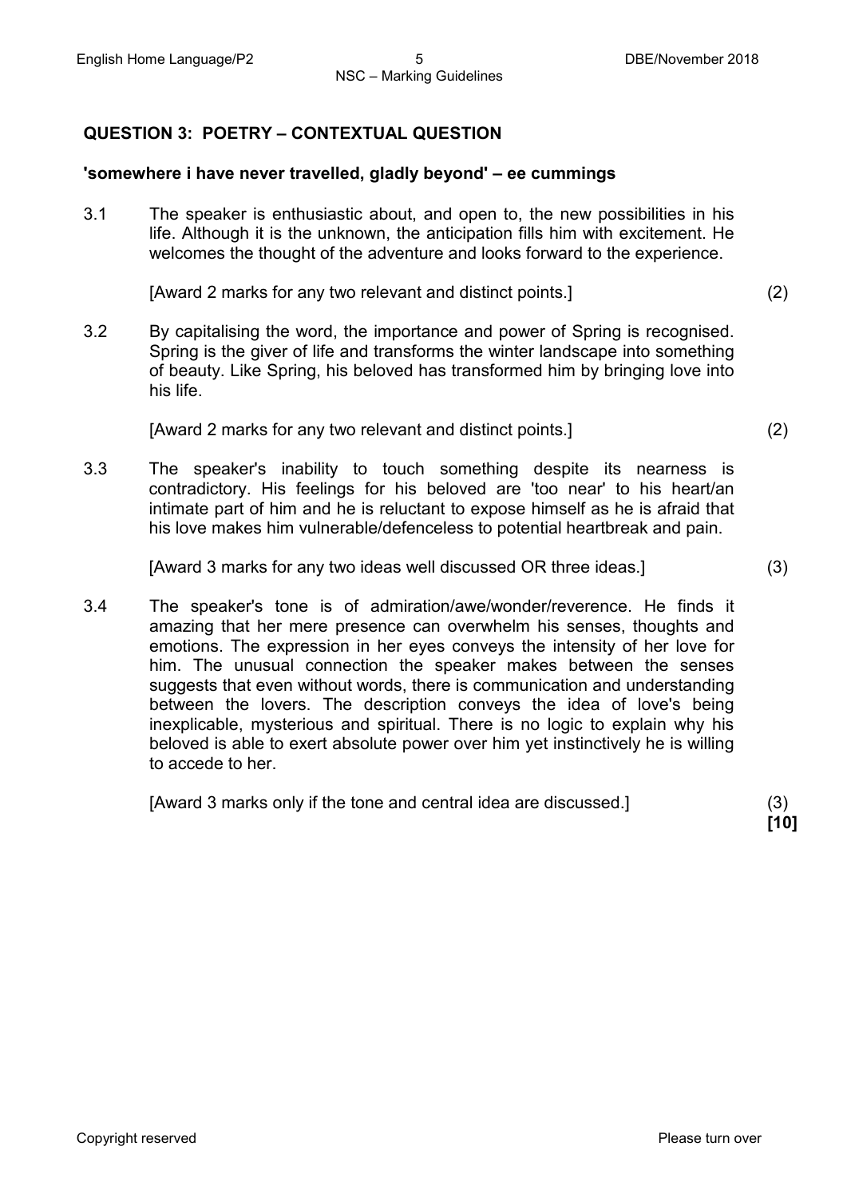## QUESTION 3: POETRY – CONTEXTUAL QUESTION

**'somewhere i have never travelled, gladly beyond' – ee cummings**

3.1 The speaker is enthusiastic about, and open to, the new possibilities in his life. Although it is the unknown, the anticipation fills him with excitement. He welcomes the thought of the adventure and looks forward to the experience.

[Award 2 marks for any two relevant and distinct points.] (2)

3.2 By capitalising the word, the importance and power of Spring is recognised. Spring is the giver of life and transforms the winter landscape into something of beauty. Like Spring, his beloved has transformed him by bringing love into his life.

[Award 2 marks for any two relevant and distinct points.] (2)

3.3 The speaker's inability to touch something despite its nearness is contradictory. His feelings for his beloved are 'too near' to his heart/an intimate part of him and he is reluctant to expose himself as he is afraid that his love makes him vulnerable/defenceless to potential heartbreak and pain.

[Award 3 marks for any two ideas well discussed OR three ideas.] (3)

3.4 The speaker's tone is of admiration/awe/wonder/reverence. He finds it amazing that her mere presence can overwhelm his senses, thoughts and emotions. The expression in her eyes conveys the intensity of her love for him. The unusual connection the speaker makes between the senses suggests that even without words, there is communication and understanding between the lovers. The description conveys the idea of love's being inexplicable, mysterious and spiritual. There is no logic to explain why his beloved is able to exert absolute power over him yet instinctively he is willing to accede to her.

[Award 3 marks only if the tone and central idea are discussed.] (3)

**[10]**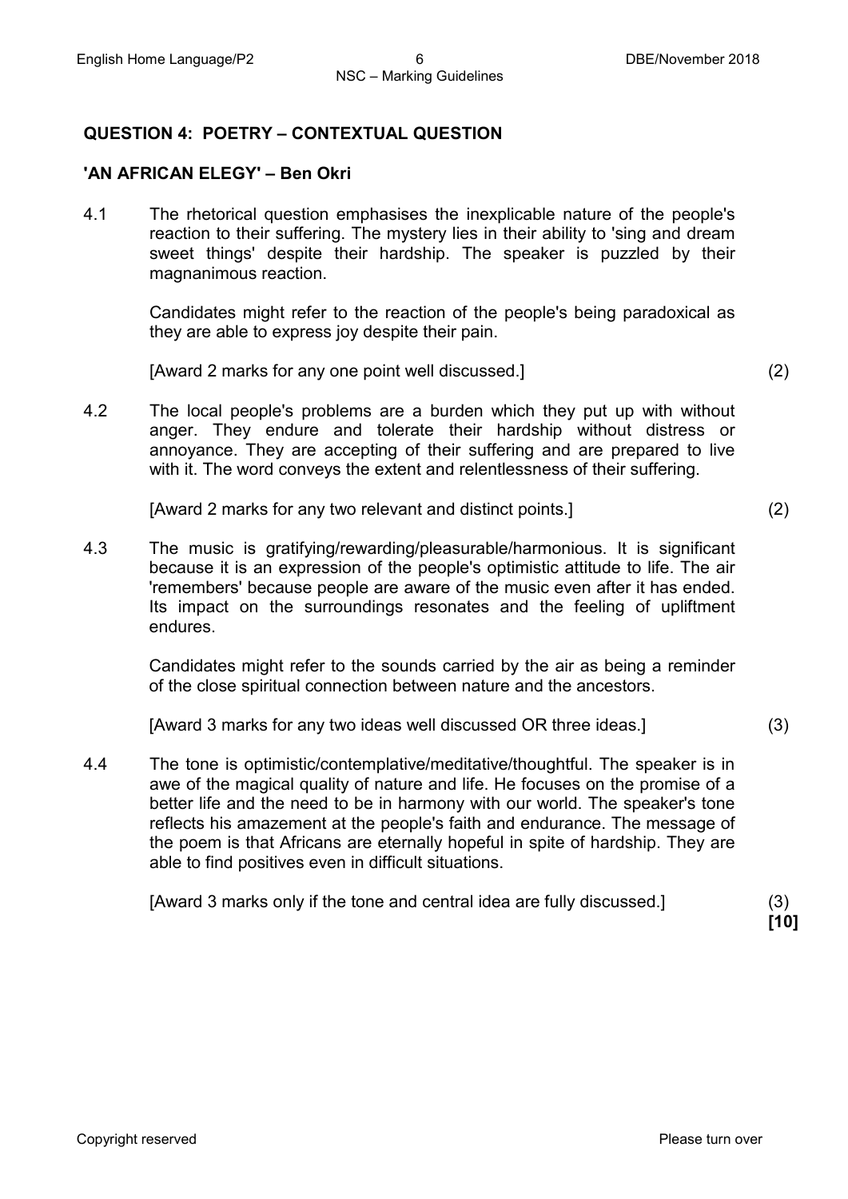## QUESTION 4: POETRY – CONTEXTUAL QUESTION

### 'AN AFRICAN ELEGY' – Ben Okri

4.1 The rhetorical question emphasises the inexplicable nature of the people's reaction to their suffering. The mystery lies in their ability to 'sing and dream sweet things' despite their hardship. The speaker is puzzled by their magnanimous reaction.

Candidates might refer to the reaction of the people's being paradoxical as they are able to express joy despite their pain.

[Award 2 marks for any one point well discussed.] (2)

4.2 The local people's problems are a burden which they put up with without anger. They endure and tolerate their hardship without distress or annoyance. They are accepting of their suffering and are prepared to live with it. The word conveys the extent and relentlessness of their suffering.

[Award 2 marks for any two relevant and distinct points.] (2)

4.3 The music is gratifying/rewarding/pleasurable/harmonious. It is significant because it is an expression of the people's optimistic attitude to life. The air 'remembers' because people are aware of the music even after it has ended. Its impact on the surroundings resonates and the feeling of upliftment endures.

Candidates might refer to the sounds carried by the air as being a reminder of the close spiritual connection between nature and the ancestors.

[Award 3 marks for any two ideas well discussed OR three ideas.] (3)

4.4 The tone is optimistic/contemplative/meditative/thoughtful. The speaker is in awe of the magical quality of nature and life. He focuses on the promise of a better life and the need to be in harmony with our world. The speaker's tone reflects his amazement at the people's faith and endurance. The message of the poem is that Africans are eternally hopeful in spite of hardship. They are able to find positives even in difficult situations.

[Award 3 marks only if the tone and central idea are fully discussed.] (3)

**[10]**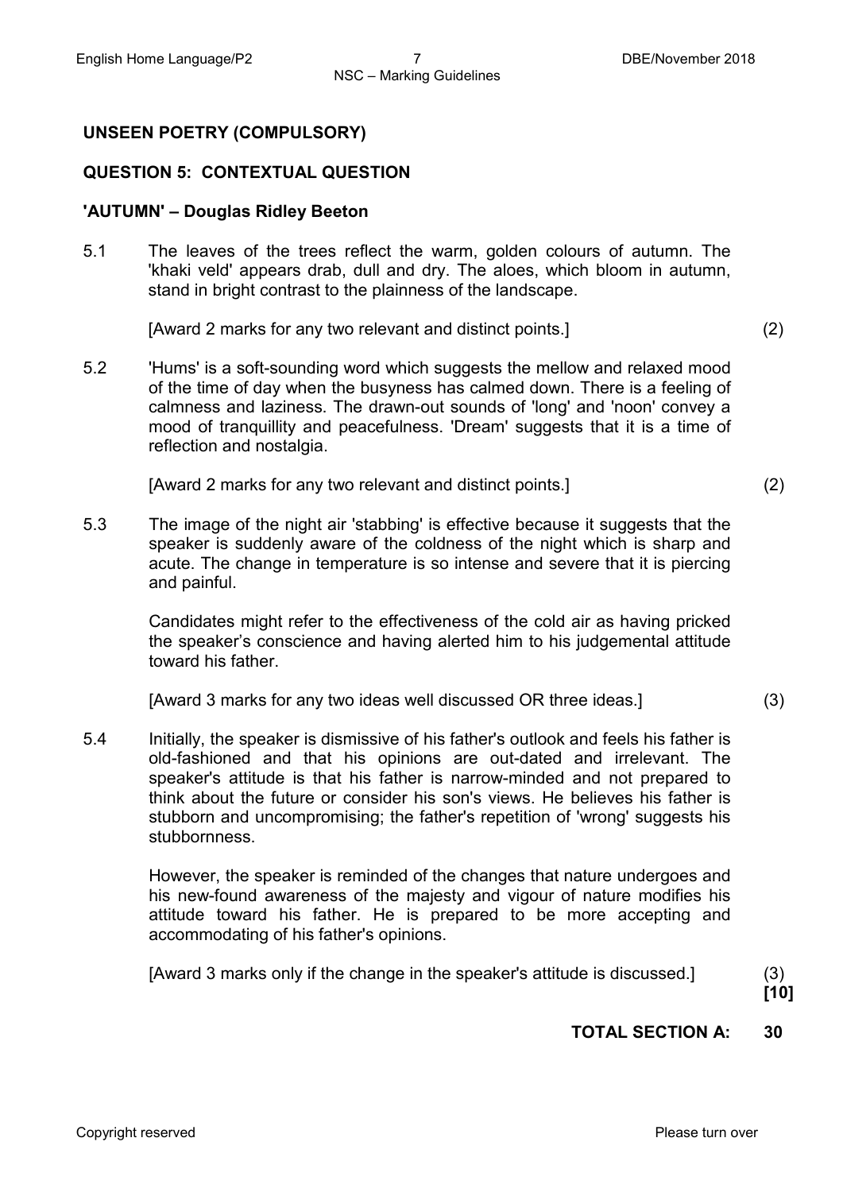## UNSEEN POETRY (COMPULSORY)

### QUESTION 5: CONTEXTUAL QUESTION

### 'AUTUMN' – Douglas Ridley Beeton

5.1 The leaves of the trees reflect the warm, golden colours of autumn. The 'khaki veld' appears drab, dull and dry. The aloes, which bloom in autumn, stand in bright contrast to the plainness of the landscape.

[Award 2 marks for any two relevant and distinct points.] (2)

5.2 'Hums' is a soft-sounding word which suggests the mellow and relaxed mood of the time of day when the busyness has calmed down. There is a feeling of calmness and laziness. The drawn-out sounds of 'long' and 'noon' convey a mood of tranquillity and peacefulness. 'Dream' suggests that it is a time of reflection and nostalgia.

[Award 2 marks for any two relevant and distinct points.] (2)

5.3 The image of the night air 'stabbing' is effective because it suggests that the speaker is suddenly aware of the coldness of the night which is sharp and acute. The change in temperature is so intense and severe that it is piercing and painful.

Candidates might refer to the effectiveness of the cold air as having pricked the speaker's conscience and having alerted him to his judgemental attitude toward his father.

[Award 3 marks for any two ideas well discussed OR three ideas.] (3)

5.4 Initially, the speaker is dismissive of his father's outlook and feels his father is old-fashioned and that his opinions are out-dated and irrelevant. The speaker's attitude is that his father is narrow-minded and not prepared to think about the future or consider his son's views. He believes his father is stubborn and uncompromising; the father's repetition of 'wrong' suggests his stubbornness.

However, the speaker is reminded of the changes that nature undergoes and his new-found awareness of the majesty and vigour of nature modifies his attitude toward his father. He is prepared to be more accepting and accommodating of his father's opinions.

[Award 3 marks only if the change in the speaker's attitude is discussed.] (3)
**[10]**

**TOTAL SECTION A: 30**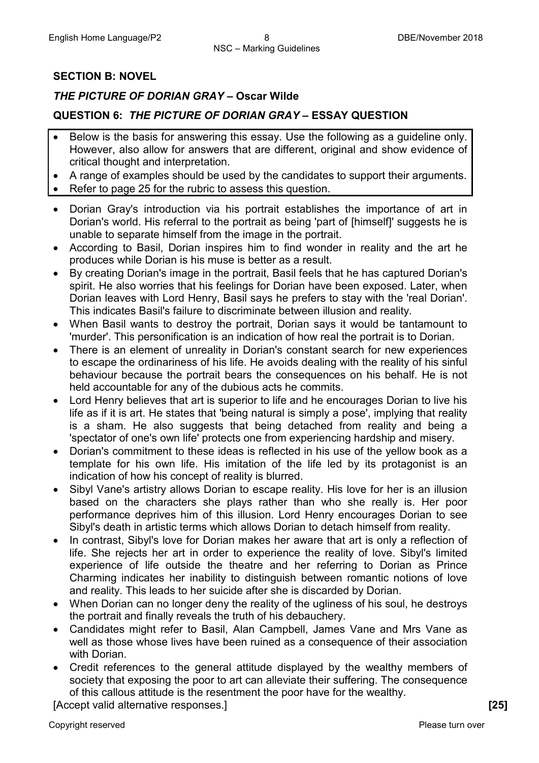## SECTION B: NOVEL

### *THE PICTURE OF DORIAN GRAY* – Oscar Wilde

### QUESTION 6: *THE PICTURE OF DORIAN GRAY* – ESSAY QUESTION

- Below is the basis for answering this essay. Use the following as a guideline only. However, also allow for answers that are different, original and show evidence of critical thought and interpretation.
- A range of examples should be used by the candidates to support their arguments.
- Refer to page 25 for the rubric to assess this question.

- Dorian Gray's introduction via his portrait establishes the importance of art in Dorian's world. His referral to the portrait as being 'part of [himself]' suggests he is unable to separate himself from the image in the portrait.
- According to Basil, Dorian inspires him to find wonder in reality and the art he produces while Dorian is his muse is better as a result.
- By creating Dorian's image in the portrait, Basil feels that he has captured Dorian's spirit. He also worries that his feelings for Dorian have been exposed. Later, when Dorian leaves with Lord Henry, Basil says he prefers to stay with the 'real Dorian'. This indicates Basil's failure to discriminate between illusion and reality.
- When Basil wants to destroy the portrait, Dorian says it would be tantamount to 'murder'. This personification is an indication of how real the portrait is to Dorian.
- There is an element of unreality in Dorian's constant search for new experiences to escape the ordinariness of his life. He avoids dealing with the reality of his sinful behaviour because the portrait bears the consequences on his behalf. He is not held accountable for any of the dubious acts he commits.
- Lord Henry believes that art is superior to life and he encourages Dorian to live his life as if it is art. He states that 'being natural is simply a pose', implying that reality is a sham. He also suggests that being detached from reality and being a 'spectator of one's own life' protects one from experiencing hardship and misery.
- Dorian's commitment to these ideas is reflected in his use of the yellow book as a template for his own life. His imitation of the life led by its protagonist is an indication of how his concept of reality is blurred.
- Sibyl Vane's artistry allows Dorian to escape reality. His love for her is an illusion based on the characters she plays rather than who she really is. Her poor performance deprives him of this illusion. Lord Henry encourages Dorian to see Sibyl's death in artistic terms which allows Dorian to detach himself from reality.
- In contrast, Sibyl's love for Dorian makes her aware that art is only a reflection of life. She rejects her art in order to experience the reality of love. Sibyl's limited experience of life outside the theatre and her referring to Dorian as Prince Charming indicates her inability to distinguish between romantic notions of love and reality. This leads to her suicide after she is discarded by Dorian.
- When Dorian can no longer deny the reality of the ugliness of his soul, he destroys the portrait and finally reveals the truth of his debauchery.
- Candidates might refer to Basil, Alan Campbell, James Vane and Mrs Vane as well as those whose lives have been ruined as a consequence of their association with Dorian.
- Credit references to the general attitude displayed by the wealthy members of society that exposing the poor to art can alleviate their suffering. The consequence of this callous attitude is the resentment the poor have for the wealthy.

[Accept valid alternative responses.] **[25]**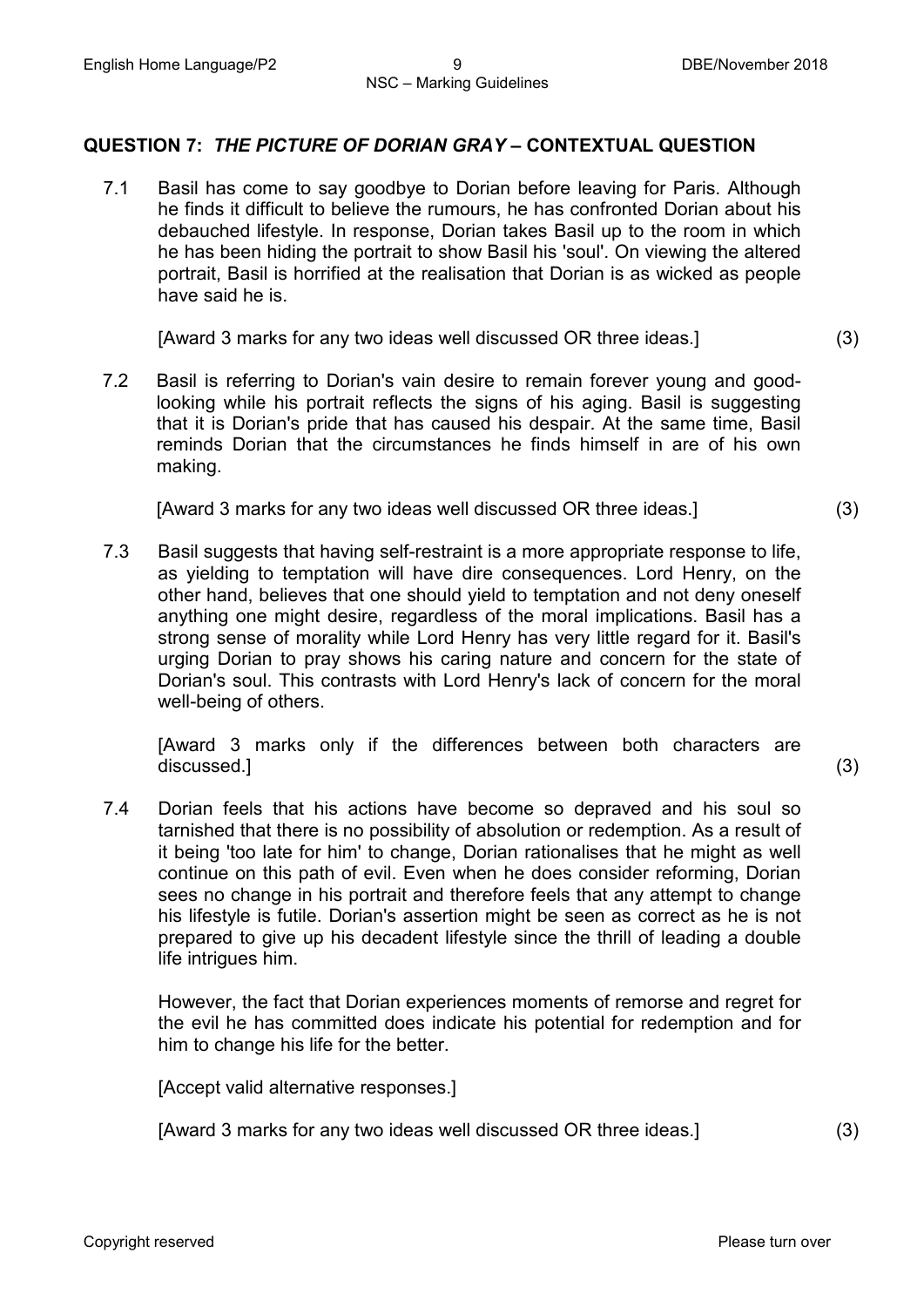## QUESTION 7: *THE PICTURE OF DORIAN GRAY* – CONTEXTUAL QUESTION

7.1 Basil has come to say goodbye to Dorian before leaving for Paris. Although he finds it difficult to believe the rumours, he has confronted Dorian about his debauched lifestyle. In response, Dorian takes Basil up to the room in which he has been hiding the portrait to show Basil his 'soul'. On viewing the altered portrait, Basil is horrified at the realisation that Dorian is as wicked as people have said he is.

[Award 3 marks for any two ideas well discussed OR three ideas.] (3)

7.2 Basil is referring to Dorian's vain desire to remain forever young and good-looking while his portrait reflects the signs of his aging. Basil is suggesting that it is Dorian's pride that has caused his despair. At the same time, Basil reminds Dorian that the circumstances he finds himself in are of his own making.

[Award 3 marks for any two ideas well discussed OR three ideas.] (3)

7.3 Basil suggests that having self-restraint is a more appropriate response to life, as yielding to temptation will have dire consequences. Lord Henry, on the other hand, believes that one should yield to temptation and not deny oneself anything one might desire, regardless of the moral implications. Basil has a strong sense of morality while Lord Henry has very little regard for it. Basil's urging Dorian to pray shows his caring nature and concern for the state of Dorian's soul. This contrasts with Lord Henry's lack of concern for the moral well-being of others.

[Award 3 marks only if the differences between both characters are discussed.] (3)

7.4 Dorian feels that his actions have become so depraved and his soul so tarnished that there is no possibility of absolution or redemption. As a result of it being 'too late for him' to change, Dorian rationalises that he might as well continue on this path of evil. Even when he does consider reforming, Dorian sees no change in his portrait and therefore feels that any attempt to change his lifestyle is futile. Dorian's assertion might be seen as correct as he is not prepared to give up his decadent lifestyle since the thrill of leading a double life intrigues him.

However, the fact that Dorian experiences moments of remorse and regret for the evil he has committed does indicate his potential for redemption and for him to change his life for the better.

[Accept valid alternative responses.]

[Award 3 marks for any two ideas well discussed OR three ideas.] (3)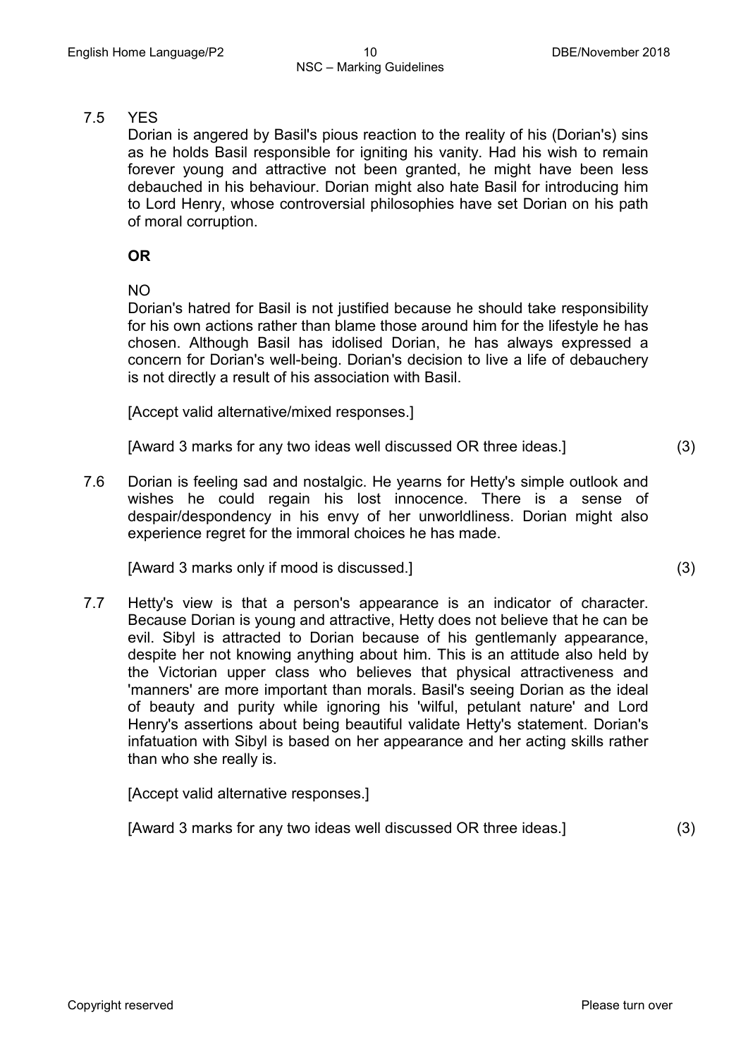7.5 YES

Dorian is angered by Basil's pious reaction to the reality of his (Dorian's) sins as he holds Basil responsible for igniting his vanity. Had his wish to remain forever young and attractive not been granted, he might have been less debauched in his behaviour. Dorian might also hate Basil for introducing him to Lord Henry, whose controversial philosophies have set Dorian on his path of moral corruption.

**OR**

NO

Dorian's hatred for Basil is not justified because he should take responsibility for his own actions rather than blame those around him for the lifestyle he has chosen. Although Basil has idolised Dorian, he has always expressed a concern for Dorian's well-being. Dorian's decision to live a life of debauchery is not directly a result of his association with Basil.

[Accept valid alternative/mixed responses.]

[Award 3 marks for any two ideas well discussed OR three ideas.] (3)

7.6 Dorian is feeling sad and nostalgic. He yearns for Hetty's simple outlook and wishes he could regain his lost innocence. There is a sense of despair/despondency in his envy of her unworldliness. Dorian might also experience regret for the immoral choices he has made.

[Award 3 marks only if mood is discussed.] (3)

7.7 Hetty's view is that a person's appearance is an indicator of character. Because Dorian is young and attractive, Hetty does not believe that he can be evil. Sibyl is attracted to Dorian because of his gentlemanly appearance, despite her not knowing anything about him. This is an attitude also held by the Victorian upper class who believes that physical attractiveness and 'manners' are more important than morals. Basil's seeing Dorian as the ideal of beauty and purity while ignoring his 'wilful, petulant nature' and Lord Henry's assertions about being beautiful validate Hetty's statement. Dorian's infatuation with Sibyl is based on her appearance and her acting skills rather than who she really is.

[Accept valid alternative responses.]

[Award 3 marks for any two ideas well discussed OR three ideas.] (3)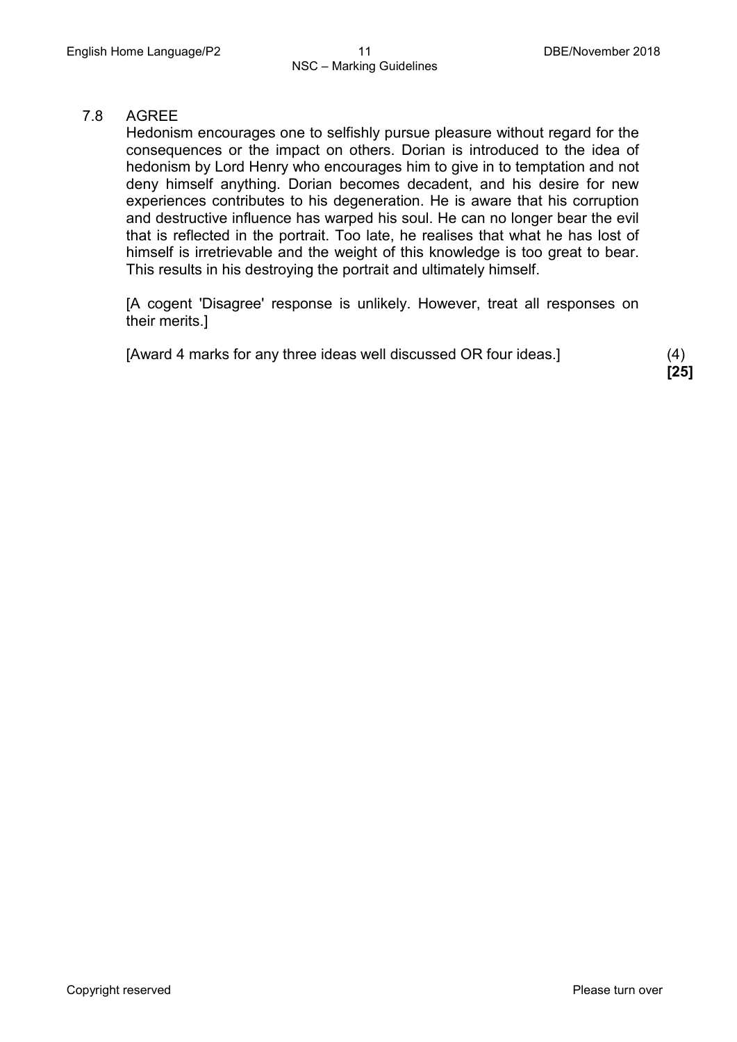7.8 AGREE

Hedonism encourages one to selfishly pursue pleasure without regard for the consequences or the impact on others. Dorian is introduced to the idea of hedonism by Lord Henry who encourages him to give in to temptation and not deny himself anything. Dorian becomes decadent, and his desire for new experiences contributes to his degeneration. He is aware that his corruption and destructive influence has warped his soul. He can no longer bear the evil that is reflected in the portrait. Too late, he realises that what he has lost of himself is irretrievable and the weight of this knowledge is too great to bear. This results in his destroying the portrait and ultimately himself.

[A cogent 'Disagree' response is unlikely. However, treat all responses on their merits.]

[Award 4 marks for any three ideas well discussed OR four ideas.] (4)

**[25]**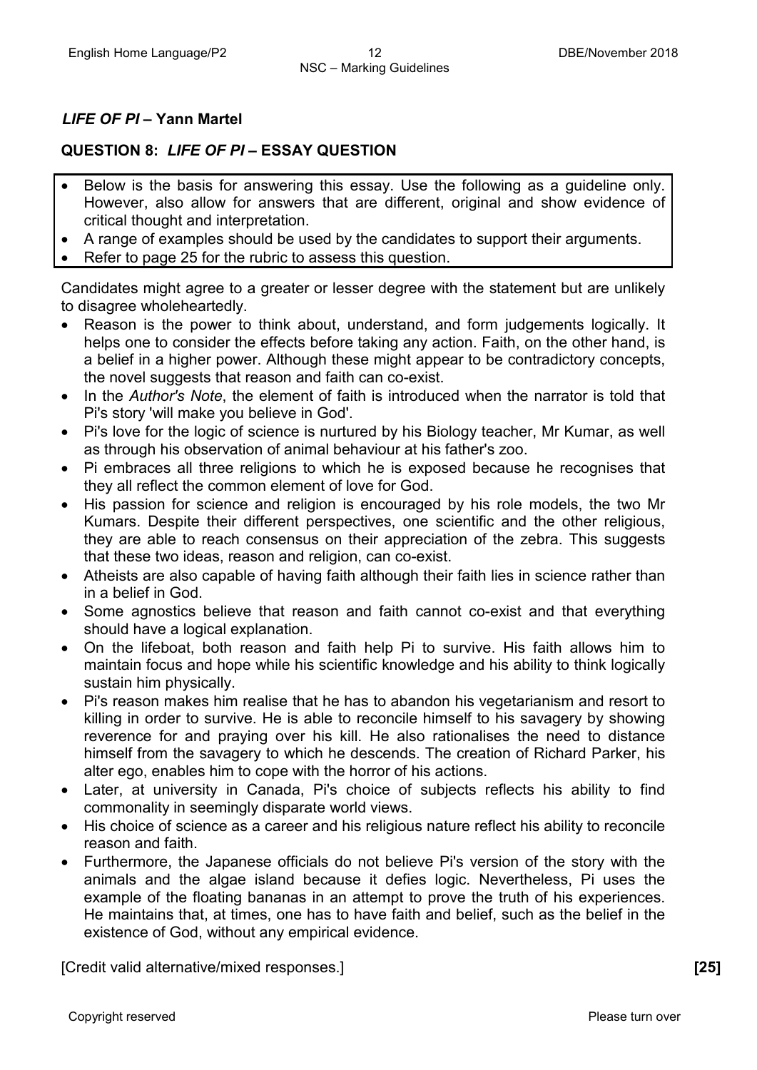## *LIFE OF PI* – Yann Martel

### QUESTION 8: *LIFE OF PI* – ESSAY QUESTION

- Below is the basis for answering this essay. Use the following as a guideline only. However, also allow for answers that are different, original and show evidence of critical thought and interpretation.
- A range of examples should be used by the candidates to support their arguments.
- Refer to page 25 for the rubric to assess this question.

Candidates might agree to a greater or lesser degree with the statement but are unlikely to disagree wholeheartedly.

- Reason is the power to think about, understand, and form judgements logically. It helps one to consider the effects before taking any action. Faith, on the other hand, is a belief in a higher power. Although these might appear to be contradictory concepts, the novel suggests that reason and faith can co-exist.
- In the *Author's Note*, the element of faith is introduced when the narrator is told that Pi's story 'will make you believe in God'.
- Pi's love for the logic of science is nurtured by his Biology teacher, Mr Kumar, as well as through his observation of animal behaviour at his father's zoo.
- Pi embraces all three religions to which he is exposed because he recognises that they all reflect the common element of love for God.
- His passion for science and religion is encouraged by his role models, the two Mr Kumars. Despite their different perspectives, one scientific and the other religious, they are able to reach consensus on their appreciation of the zebra. This suggests that these two ideas, reason and religion, can co-exist.
- Atheists are also capable of having faith although their faith lies in science rather than in a belief in God.
- Some agnostics believe that reason and faith cannot co-exist and that everything should have a logical explanation.
- On the lifeboat, both reason and faith help Pi to survive. His faith allows him to maintain focus and hope while his scientific knowledge and his ability to think logically sustain him physically.
- Pi's reason makes him realise that he has to abandon his vegetarianism and resort to killing in order to survive. He is able to reconcile himself to his savagery by showing reverence for and praying over his kill. He also rationalises the need to distance himself from the savagery to which he descends. The creation of Richard Parker, his alter ego, enables him to cope with the horror of his actions.
- Later, at university in Canada, Pi's choice of subjects reflects his ability to find commonality in seemingly disparate world views.
- His choice of science as a career and his religious nature reflect his ability to reconcile reason and faith.
- Furthermore, the Japanese officials do not believe Pi's version of the story with the animals and the algae island because it defies logic. Nevertheless, Pi uses the example of the floating bananas in an attempt to prove the truth of his experiences. He maintains that, at times, one has to have faith and belief, such as the belief in the existence of God, without any empirical evidence.

[Credit valid alternative/mixed responses.] **[25]**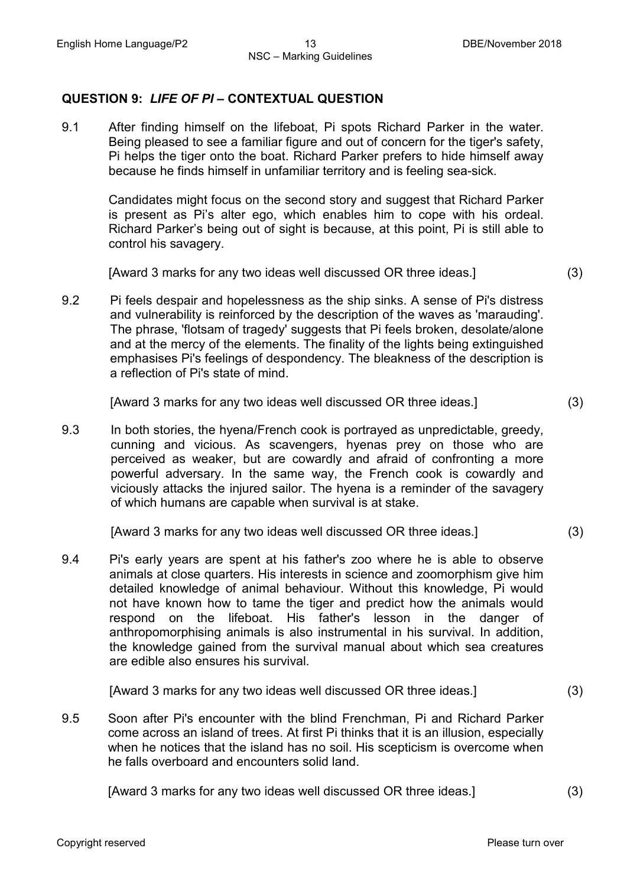## QUESTION 9: *LIFE OF PI* – CONTEXTUAL QUESTION

9.1 After finding himself on the lifeboat, Pi spots Richard Parker in the water. Being pleased to see a familiar figure and out of concern for the tiger's safety, Pi helps the tiger onto the boat. Richard Parker prefers to hide himself away because he finds himself in unfamiliar territory and is feeling sea-sick.

Candidates might focus on the second story and suggest that Richard Parker is present as Pi's alter ego, which enables him to cope with his ordeal. Richard Parker's being out of sight is because, at this point, Pi is still able to control his savagery.

[Award 3 marks for any two ideas well discussed OR three ideas.] (3)

9.2 Pi feels despair and hopelessness as the ship sinks. A sense of Pi's distress and vulnerability is reinforced by the description of the waves as 'marauding'. The phrase, 'flotsam of tragedy' suggests that Pi feels broken, desolate/alone and at the mercy of the elements. The finality of the lights being extinguished emphasises Pi's feelings of despondency. The bleakness of the description is a reflection of Pi's state of mind.

[Award 3 marks for any two ideas well discussed OR three ideas.] (3)

9.3 In both stories, the hyena/French cook is portrayed as unpredictable, greedy, cunning and vicious. As scavengers, hyenas prey on those who are perceived as weaker, but are cowardly and afraid of confronting a more powerful adversary. In the same way, the French cook is cowardly and viciously attacks the injured sailor. The hyena is a reminder of the savagery of which humans are capable when survival is at stake.

[Award 3 marks for any two ideas well discussed OR three ideas.] (3)

9.4 Pi's early years are spent at his father's zoo where he is able to observe animals at close quarters. His interests in science and zoomorphism give him detailed knowledge of animal behaviour. Without this knowledge, Pi would not have known how to tame the tiger and predict how the animals would respond on the lifeboat. His father's lesson in the danger of anthropomorphising animals is also instrumental in his survival. In addition, the knowledge gained from the survival manual about which sea creatures are edible also ensures his survival.

[Award 3 marks for any two ideas well discussed OR three ideas.] (3)

9.5 Soon after Pi's encounter with the blind Frenchman, Pi and Richard Parker come across an island of trees. At first Pi thinks that it is an illusion, especially when he notices that the island has no soil. His scepticism is overcome when he falls overboard and encounters solid land.

[Award 3 marks for any two ideas well discussed OR three ideas.] (3)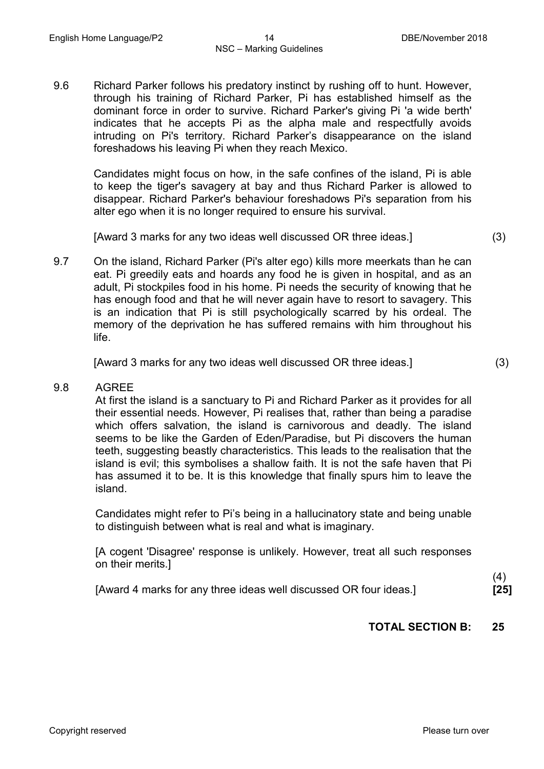9.6 Richard Parker follows his predatory instinct by rushing off to hunt. However, through his training of Richard Parker, Pi has established himself as the dominant force in order to survive. Richard Parker's giving Pi 'a wide berth' indicates that he accepts Pi as the alpha male and respectfully avoids intruding on Pi's territory. Richard Parker's disappearance on the island foreshadows his leaving Pi when they reach Mexico.

Candidates might focus on how, in the safe confines of the island, Pi is able to keep the tiger's savagery at bay and thus Richard Parker is allowed to disappear. Richard Parker's behaviour foreshadows Pi's separation from his alter ego when it is no longer required to ensure his survival.

[Award 3 marks for any two ideas well discussed OR three ideas.] (3)

9.7 On the island, Richard Parker (Pi's alter ego) kills more meerkats than he can eat. Pi greedily eats and hoards any food he is given in hospital, and as an adult, Pi stockpiles food in his home. Pi needs the security of knowing that he has enough food and that he will never again have to resort to savagery. This is an indication that Pi is still psychologically scarred by his ordeal. The memory of the deprivation he has suffered remains with him throughout his life.

[Award 3 marks for any two ideas well discussed OR three ideas.] (3)

9.8 AGREE

At first the island is a sanctuary to Pi and Richard Parker as it provides for all their essential needs. However, Pi realises that, rather than being a paradise which offers salvation, the island is carnivorous and deadly. The island seems to be like the Garden of Eden/Paradise, but Pi discovers the human teeth, suggesting beastly characteristics. This leads to the realisation that the island is evil; this symbolises a shallow faith. It is not the safe haven that Pi has assumed it to be. It is this knowledge that finally spurs him to leave the island.

Candidates might refer to Pi's being in a hallucinatory state and being unable to distinguish between what is real and what is imaginary.

[A cogent 'Disagree' response is unlikely. However, treat all such responses on their merits.]

[Award 4 marks for any three ideas well discussed OR four ideas.] (4) **[25]**

**TOTAL SECTION B: 25**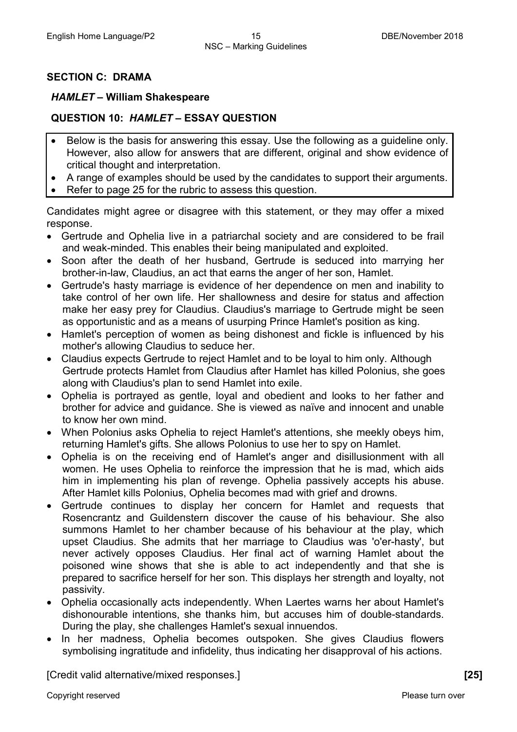## SECTION C: DRAMA

### *HAMLET* – William Shakespeare

### QUESTION 10: *HAMLET* – ESSAY QUESTION

- Below is the basis for answering this essay. Use the following as a guideline only. However, also allow for answers that are different, original and show evidence of critical thought and interpretation.
- A range of examples should be used by the candidates to support their arguments.
- Refer to page 25 for the rubric to assess this question.

Candidates might agree or disagree with this statement, or they may offer a mixed response.

- Gertrude and Ophelia live in a patriarchal society and are considered to be frail and weak-minded. This enables their being manipulated and exploited.
- Soon after the death of her husband, Gertrude is seduced into marrying her brother-in-law, Claudius, an act that earns the anger of her son, Hamlet.
- Gertrude's hasty marriage is evidence of her dependence on men and inability to take control of her own life. Her shallowness and desire for status and affection make her easy prey for Claudius. Claudius's marriage to Gertrude might be seen as opportunistic and as a means of usurping Prince Hamlet's position as king.
- Hamlet's perception of women as being dishonest and fickle is influenced by his mother's allowing Claudius to seduce her.
- Claudius expects Gertrude to reject Hamlet and to be loyal to him only. Although Gertrude protects Hamlet from Claudius after Hamlet has killed Polonius, she goes along with Claudius's plan to send Hamlet into exile.
- Ophelia is portrayed as gentle, loyal and obedient and looks to her father and brother for advice and guidance. She is viewed as naïve and innocent and unable to know her own mind.
- When Polonius asks Ophelia to reject Hamlet's attentions, she meekly obeys him, returning Hamlet's gifts. She allows Polonius to use her to spy on Hamlet.
- Ophelia is on the receiving end of Hamlet's anger and disillusionment with all women. He uses Ophelia to reinforce the impression that he is mad, which aids him in implementing his plan of revenge. Ophelia passively accepts his abuse. After Hamlet kills Polonius, Ophelia becomes mad with grief and drowns.
- Gertrude continues to display her concern for Hamlet and requests that Rosencrantz and Guildenstern discover the cause of his behaviour. She also summons Hamlet to her chamber because of his behaviour at the play, which upset Claudius. She admits that her marriage to Claudius was 'o'er-hasty', but never actively opposes Claudius. Her final act of warning Hamlet about the poisoned wine shows that she is able to act independently and that she is prepared to sacrifice herself for her son. This displays her strength and loyalty, not passivity.
- Ophelia occasionally acts independently. When Laertes warns her about Hamlet's dishonourable intentions, she thanks him, but accuses him of double-standards. During the play, she challenges Hamlet's sexual innuendos.
- In her madness, Ophelia becomes outspoken. She gives Claudius flowers symbolising ingratitude and infidelity, thus indicating her disapproval of his actions.

[Credit valid alternative/mixed responses.] **[25]**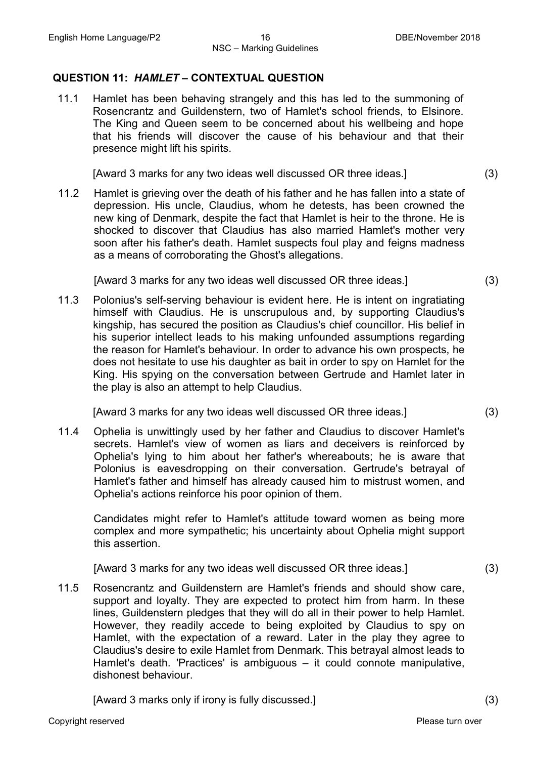## QUESTION 11: *HAMLET* – CONTEXTUAL QUESTION

11.1 Hamlet has been behaving strangely and this has led to the summoning of Rosencrantz and Guildenstern, two of Hamlet's school friends, to Elsinore. The King and Queen seem to be concerned about his wellbeing and hope that his friends will discover the cause of his behaviour and that their presence might lift his spirits.

[Award 3 marks for any two ideas well discussed OR three ideas.] (3)

11.2 Hamlet is grieving over the death of his father and he has fallen into a state of depression. His uncle, Claudius, whom he detests, has been crowned the new king of Denmark, despite the fact that Hamlet is heir to the throne. He is shocked to discover that Claudius has also married Hamlet's mother very soon after his father's death. Hamlet suspects foul play and feigns madness as a means of corroborating the Ghost's allegations.

[Award 3 marks for any two ideas well discussed OR three ideas.] (3)

11.3 Polonius's self-serving behaviour is evident here. He is intent on ingratiating himself with Claudius. He is unscrupulous and, by supporting Claudius's kingship, has secured the position as Claudius's chief councillor. His belief in his superior intellect leads to his making unfounded assumptions regarding the reason for Hamlet's behaviour. In order to advance his own prospects, he does not hesitate to use his daughter as bait in order to spy on Hamlet for the King. His spying on the conversation between Gertrude and Hamlet later in the play is also an attempt to help Claudius.

[Award 3 marks for any two ideas well discussed OR three ideas.] (3)

11.4 Ophelia is unwittingly used by her father and Claudius to discover Hamlet's secrets. Hamlet's view of women as liars and deceivers is reinforced by Ophelia's lying to him about her father's whereabouts; he is aware that Polonius is eavesdropping on their conversation. Gertrude's betrayal of Hamlet's father and himself has already caused him to mistrust women, and Ophelia's actions reinforce his poor opinion of them.

Candidates might refer to Hamlet's attitude toward women as being more complex and more sympathetic; his uncertainty about Ophelia might support this assertion.

[Award 3 marks for any two ideas well discussed OR three ideas.] (3)

11.5 Rosencrantz and Guildenstern are Hamlet's friends and should show care, support and loyalty. They are expected to protect him from harm. In these lines, Guildenstern pledges that they will do all in their power to help Hamlet. However, they readily accede to being exploited by Claudius to spy on Hamlet, with the expectation of a reward. Later in the play they agree to Claudius's desire to exile Hamlet from Denmark. This betrayal almost leads to Hamlet's death. 'Practices' is ambiguous – it could connote manipulative, dishonest behaviour.

[Award 3 marks only if irony is fully discussed.] (3)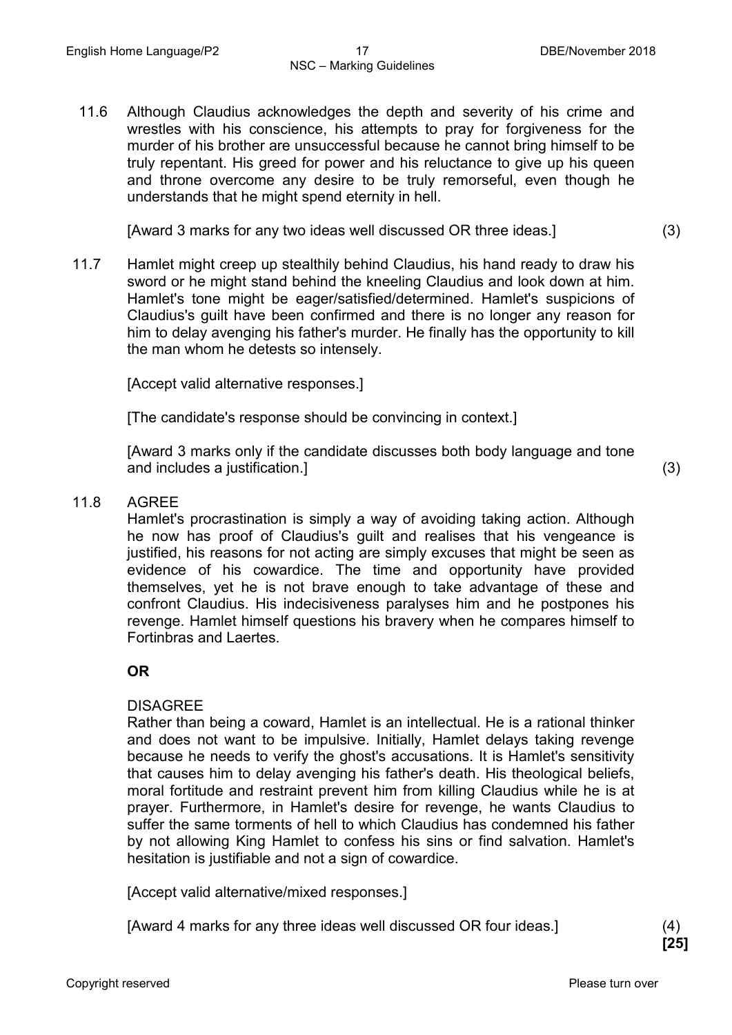11.6 Although Claudius acknowledges the depth and severity of his crime and wrestles with his conscience, his attempts to pray for forgiveness for the murder of his brother are unsuccessful because he cannot bring himself to be truly repentant. His greed for power and his reluctance to give up his queen and throne overcome any desire to be truly remorseful, even though he understands that he might spend eternity in hell.

[Award 3 marks for any two ideas well discussed OR three ideas.] (3)

11.7 Hamlet might creep up stealthily behind Claudius, his hand ready to draw his sword or he might stand behind the kneeling Claudius and look down at him. Hamlet's tone might be eager/satisfied/determined. Hamlet's suspicions of Claudius's guilt have been confirmed and there is no longer any reason for him to delay avenging his father's murder. He finally has the opportunity to kill the man whom he detests so intensely.

[Accept valid alternative responses.]

[The candidate's response should be convincing in context.]

[Award 3 marks only if the candidate discusses both body language and tone and includes a justification.] (3)

11.8 AGREE

Hamlet's procrastination is simply a way of avoiding taking action. Although he now has proof of Claudius's guilt and realises that his vengeance is justified, his reasons for not acting are simply excuses that might be seen as evidence of his cowardice. The time and opportunity have provided themselves, yet he is not brave enough to take advantage of these and confront Claudius. His indecisiveness paralyses him and he postpones his revenge. Hamlet himself questions his bravery when he compares himself to Fortinbras and Laertes.

**OR**

DISAGREE

Rather than being a coward, Hamlet is an intellectual. He is a rational thinker and does not want to be impulsive. Initially, Hamlet delays taking revenge because he needs to verify the ghost's accusations. It is Hamlet's sensitivity that causes him to delay avenging his father's death. His theological beliefs, moral fortitude and restraint prevent him from killing Claudius while he is at prayer. Furthermore, in Hamlet's desire for revenge, he wants Claudius to suffer the same torments of hell to which Claudius has condemned his father by not allowing King Hamlet to confess his sins or find salvation. Hamlet's hesitation is justifiable and not a sign of cowardice.

[Accept valid alternative/mixed responses.]

[Award 4 marks for any three ideas well discussed OR four ideas.] (4)

**[25]**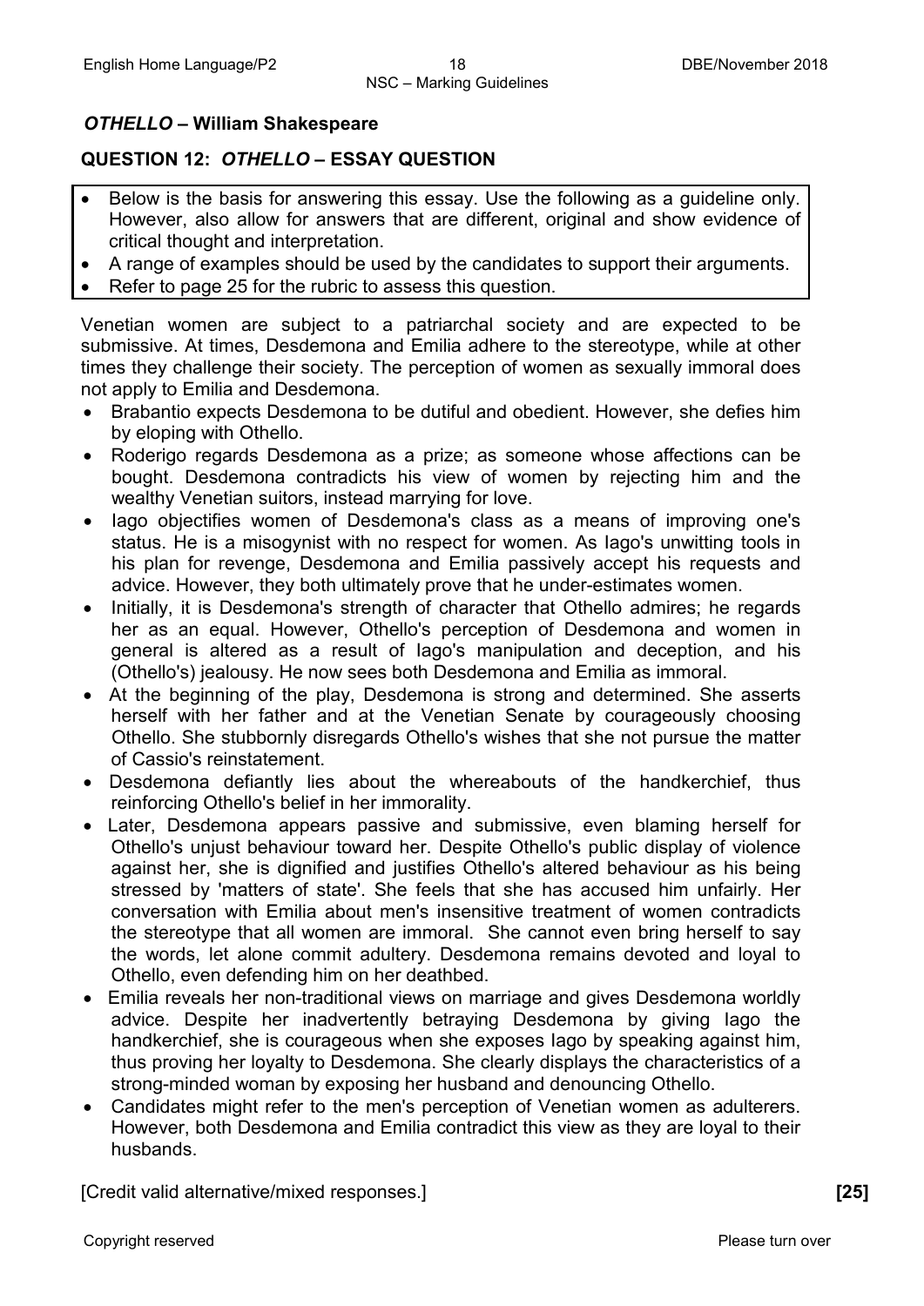## *OTHELLO* – William Shakespeare

### QUESTION 12: *OTHELLO* – ESSAY QUESTION

- Below is the basis for answering this essay. Use the following as a guideline only. However, also allow for answers that are different, original and show evidence of critical thought and interpretation.
- A range of examples should be used by the candidates to support their arguments.
- Refer to page 25 for the rubric to assess this question.

Venetian women are subject to a patriarchal society and are expected to be submissive. At times, Desdemona and Emilia adhere to the stereotype, while at other times they challenge their society. The perception of women as sexually immoral does not apply to Emilia and Desdemona.

- Brabantio expects Desdemona to be dutiful and obedient. However, she defies him by eloping with Othello.
- Roderigo regards Desdemona as a prize; as someone whose affections can be bought. Desdemona contradicts his view of women by rejecting him and the wealthy Venetian suitors, instead marrying for love.
- Iago objectifies women of Desdemona's class as a means of improving one's status. He is a misogynist with no respect for women. As Iago's unwitting tools in his plan for revenge, Desdemona and Emilia passively accept his requests and advice. However, they both ultimately prove that he under-estimates women.
- Initially, it is Desdemona's strength of character that Othello admires; he regards her as an equal. However, Othello's perception of Desdemona and women in general is altered as a result of Iago's manipulation and deception, and his (Othello's) jealousy. He now sees both Desdemona and Emilia as immoral.
- At the beginning of the play, Desdemona is strong and determined. She asserts herself with her father and at the Venetian Senate by courageously choosing Othello. She stubbornly disregards Othello's wishes that she not pursue the matter of Cassio's reinstatement.
- Desdemona defiantly lies about the whereabouts of the handkerchief, thus reinforcing Othello's belief in her immorality.
- Later, Desdemona appears passive and submissive, even blaming herself for Othello's unjust behaviour toward her. Despite Othello's public display of violence against her, she is dignified and justifies Othello's altered behaviour as his being stressed by 'matters of state'. She feels that she has accused him unfairly. Her conversation with Emilia about men's insensitive treatment of women contradicts the stereotype that all women are immoral. She cannot even bring herself to say the words, let alone commit adultery. Desdemona remains devoted and loyal to Othello, even defending him on her deathbed.
- Emilia reveals her non-traditional views on marriage and gives Desdemona worldly advice. Despite her inadvertently betraying Desdemona by giving Iago the handkerchief, she is courageous when she exposes Iago by speaking against him, thus proving her loyalty to Desdemona. She clearly displays the characteristics of a strong-minded woman by exposing her husband and denouncing Othello.
- Candidates might refer to the men's perception of Venetian women as adulterers. However, both Desdemona and Emilia contradict this view as they are loyal to their husbands.

[Credit valid alternative/mixed responses.] **[25]**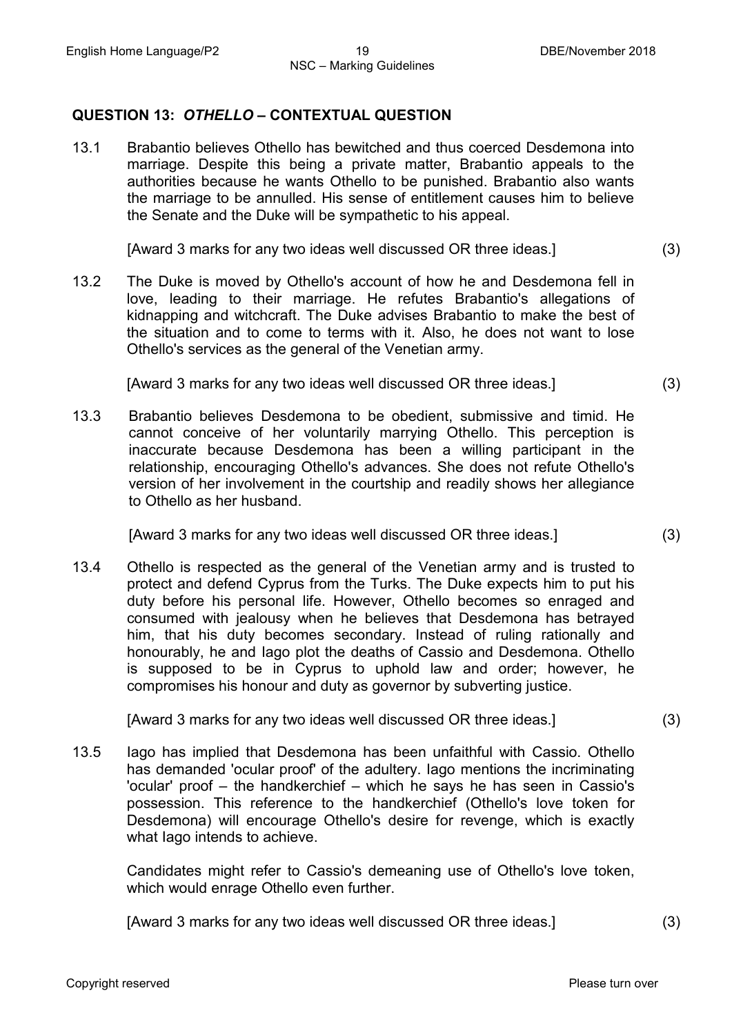## QUESTION 13: *OTHELLO* – CONTEXTUAL QUESTION

13.1 Brabantio believes Othello has bewitched and thus coerced Desdemona into marriage. Despite this being a private matter, Brabantio appeals to the authorities because he wants Othello to be punished. Brabantio also wants the marriage to be annulled. His sense of entitlement causes him to believe the Senate and the Duke will be sympathetic to his appeal.

[Award 3 marks for any two ideas well discussed OR three ideas.] (3)

13.2 The Duke is moved by Othello's account of how he and Desdemona fell in love, leading to their marriage. He refutes Brabantio's allegations of kidnapping and witchcraft. The Duke advises Brabantio to make the best of the situation and to come to terms with it. Also, he does not want to lose Othello's services as the general of the Venetian army.

[Award 3 marks for any two ideas well discussed OR three ideas.] (3)

13.3 Brabantio believes Desdemona to be obedient, submissive and timid. He cannot conceive of her voluntarily marrying Othello. This perception is inaccurate because Desdemona has been a willing participant in the relationship, encouraging Othello's advances. She does not refute Othello's version of her involvement in the courtship and readily shows her allegiance to Othello as her husband.

[Award 3 marks for any two ideas well discussed OR three ideas.] (3)

13.4 Othello is respected as the general of the Venetian army and is trusted to protect and defend Cyprus from the Turks. The Duke expects him to put his duty before his personal life. However, Othello becomes so enraged and consumed with jealousy when he believes that Desdemona has betrayed him, that his duty becomes secondary. Instead of ruling rationally and honourably, he and Iago plot the deaths of Cassio and Desdemona. Othello is supposed to be in Cyprus to uphold law and order; however, he compromises his honour and duty as governor by subverting justice.

[Award 3 marks for any two ideas well discussed OR three ideas.] (3)

13.5 Iago has implied that Desdemona has been unfaithful with Cassio. Othello has demanded 'ocular proof' of the adultery. Iago mentions the incriminating 'ocular' proof – the handkerchief – which he says he has seen in Cassio's possession. This reference to the handkerchief (Othello's love token for Desdemona) will encourage Othello's desire for revenge, which is exactly what Iago intends to achieve.

Candidates might refer to Cassio's demeaning use of Othello's love token, which would enrage Othello even further.

[Award 3 marks for any two ideas well discussed OR three ideas.] (3)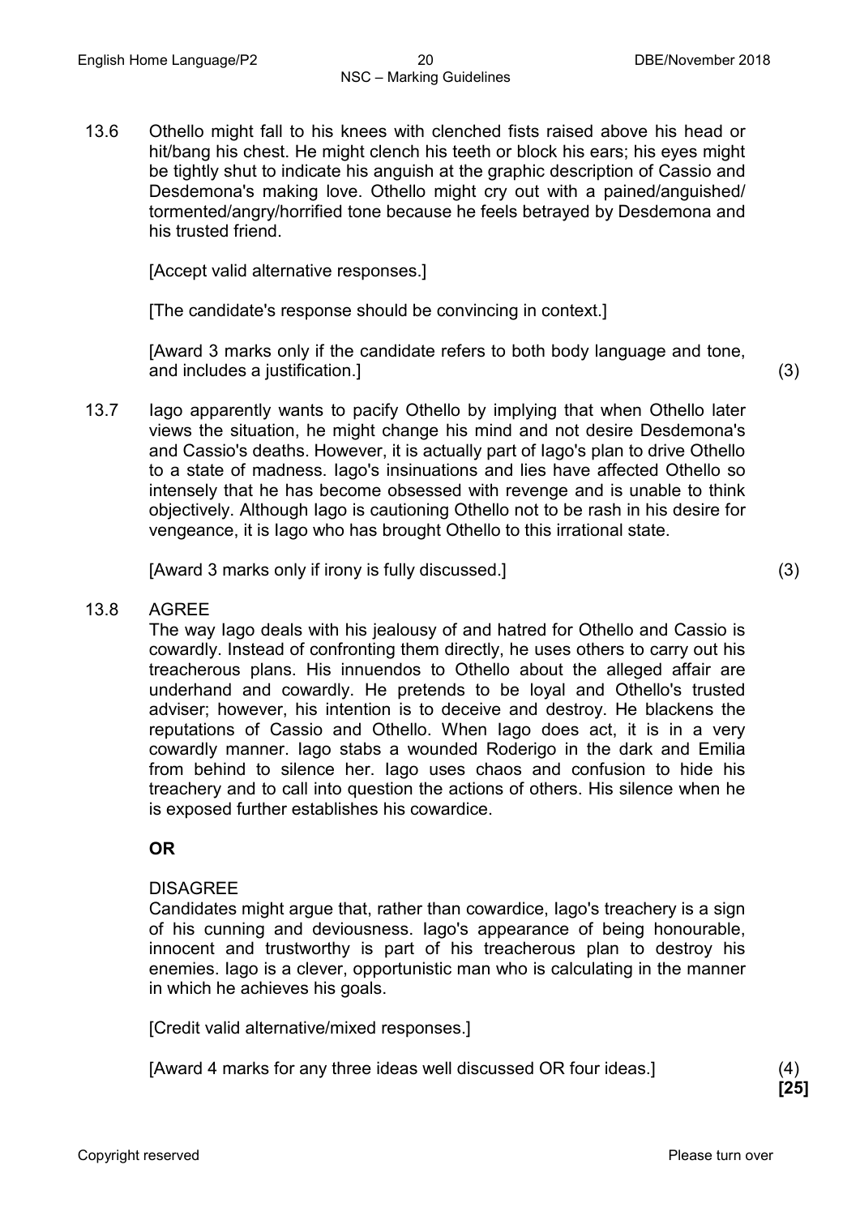13.6 Othello might fall to his knees with clenched fists raised above his head or hit/bang his chest. He might clench his teeth or block his ears; his eyes might be tightly shut to indicate his anguish at the graphic description of Cassio and Desdemona's making love. Othello might cry out with a pained/anguished/ tormented/angry/horrified tone because he feels betrayed by Desdemona and his trusted friend.

[Accept valid alternative responses.]

[The candidate's response should be convincing in context.]

[Award 3 marks only if the candidate refers to both body language and tone, and includes a justification.] (3)

13.7 Iago apparently wants to pacify Othello by implying that when Othello later views the situation, he might change his mind and not desire Desdemona's and Cassio's deaths. However, it is actually part of Iago's plan to drive Othello to a state of madness. Iago's insinuations and lies have affected Othello so intensely that he has become obsessed with revenge and is unable to think objectively. Although Iago is cautioning Othello not to be rash in his desire for vengeance, it is Iago who has brought Othello to this irrational state.

[Award 3 marks only if irony is fully discussed.] (3)

13.8 AGREE

The way Iago deals with his jealousy of and hatred for Othello and Cassio is cowardly. Instead of confronting them directly, he uses others to carry out his treacherous plans. His innuendos to Othello about the alleged affair are underhand and cowardly. He pretends to be loyal and Othello's trusted adviser; however, his intention is to deceive and destroy. He blackens the reputations of Cassio and Othello. When Iago does act, it is in a very cowardly manner. Iago stabs a wounded Roderigo in the dark and Emilia from behind to silence her. Iago uses chaos and confusion to hide his treachery and to call into question the actions of others. His silence when he is exposed further establishes his cowardice.

**OR**

DISAGREE

Candidates might argue that, rather than cowardice, Iago's treachery is a sign of his cunning and deviousness. Iago's appearance of being honourable, innocent and trustworthy is part of his treacherous plan to destroy his enemies. Iago is a clever, opportunistic man who is calculating in the manner in which he achieves his goals.

[Credit valid alternative/mixed responses.]

[Award 4 marks for any three ideas well discussed OR four ideas.] (4)

**[25]**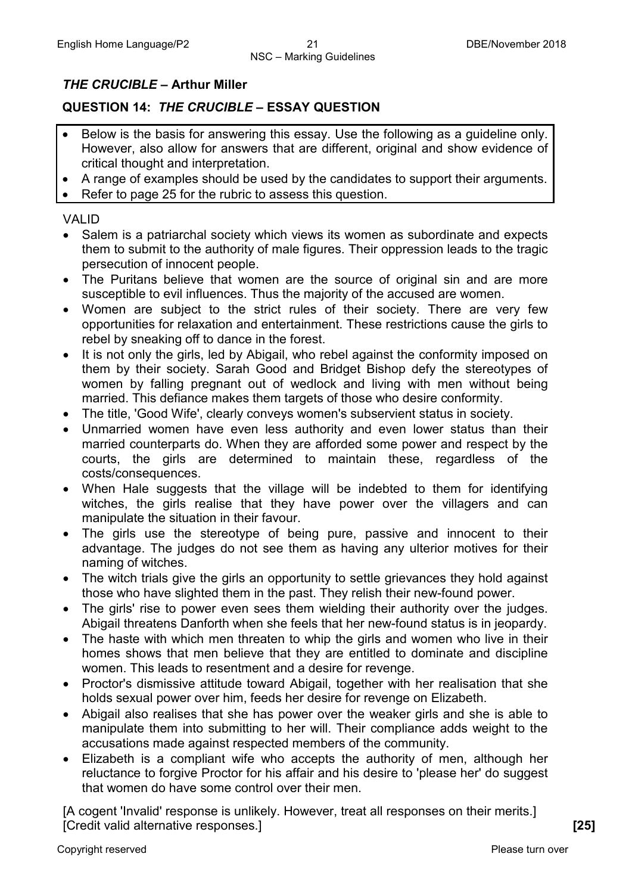## *THE CRUCIBLE* – Arthur Miller

### QUESTION 14: *THE CRUCIBLE* – ESSAY QUESTION

- Below is the basis for answering this essay. Use the following as a guideline only. However, also allow for answers that are different, original and show evidence of critical thought and interpretation.
- A range of examples should be used by the candidates to support their arguments.
- Refer to page 25 for the rubric to assess this question.

VALID

- Salem is a patriarchal society which views its women as subordinate and expects them to submit to the authority of male figures. Their oppression leads to the tragic persecution of innocent people.
- The Puritans believe that women are the source of original sin and are more susceptible to evil influences. Thus the majority of the accused are women.
- Women are subject to the strict rules of their society. There are very few opportunities for relaxation and entertainment. These restrictions cause the girls to rebel by sneaking off to dance in the forest.
- It is not only the girls, led by Abigail, who rebel against the conformity imposed on them by their society. Sarah Good and Bridget Bishop defy the stereotypes of women by falling pregnant out of wedlock and living with men without being married. This defiance makes them targets of those who desire conformity.
- The title, 'Good Wife', clearly conveys women's subservient status in society.
- Unmarried women have even less authority and even lower status than their married counterparts do. When they are afforded some power and respect by the courts, the girls are determined to maintain these, regardless of the costs/consequences.
- When Hale suggests that the village will be indebted to them for identifying witches, the girls realise that they have power over the villagers and can manipulate the situation in their favour.
- The girls use the stereotype of being pure, passive and innocent to their advantage. The judges do not see them as having any ulterior motives for their naming of witches.
- The witch trials give the girls an opportunity to settle grievances they hold against those who have slighted them in the past. They relish their new-found power.
- The girls' rise to power even sees them wielding their authority over the judges. Abigail threatens Danforth when she feels that her new-found status is in jeopardy.
- The haste with which men threaten to whip the girls and women who live in their homes shows that men believe that they are entitled to dominate and discipline women. This leads to resentment and a desire for revenge.
- Proctor's dismissive attitude toward Abigail, together with her realisation that she holds sexual power over him, feeds her desire for revenge on Elizabeth.
- Abigail also realises that she has power over the weaker girls and she is able to manipulate them into submitting to her will. Their compliance adds weight to the accusations made against respected members of the community.
- Elizabeth is a compliant wife who accepts the authority of men, although her reluctance to forgive Proctor for his affair and his desire to 'please her' do suggest that women do have some control over their men.

[A cogent 'Invalid' response is unlikely. However, treat all responses on their merits.]
[Credit valid alternative responses.] **[25]**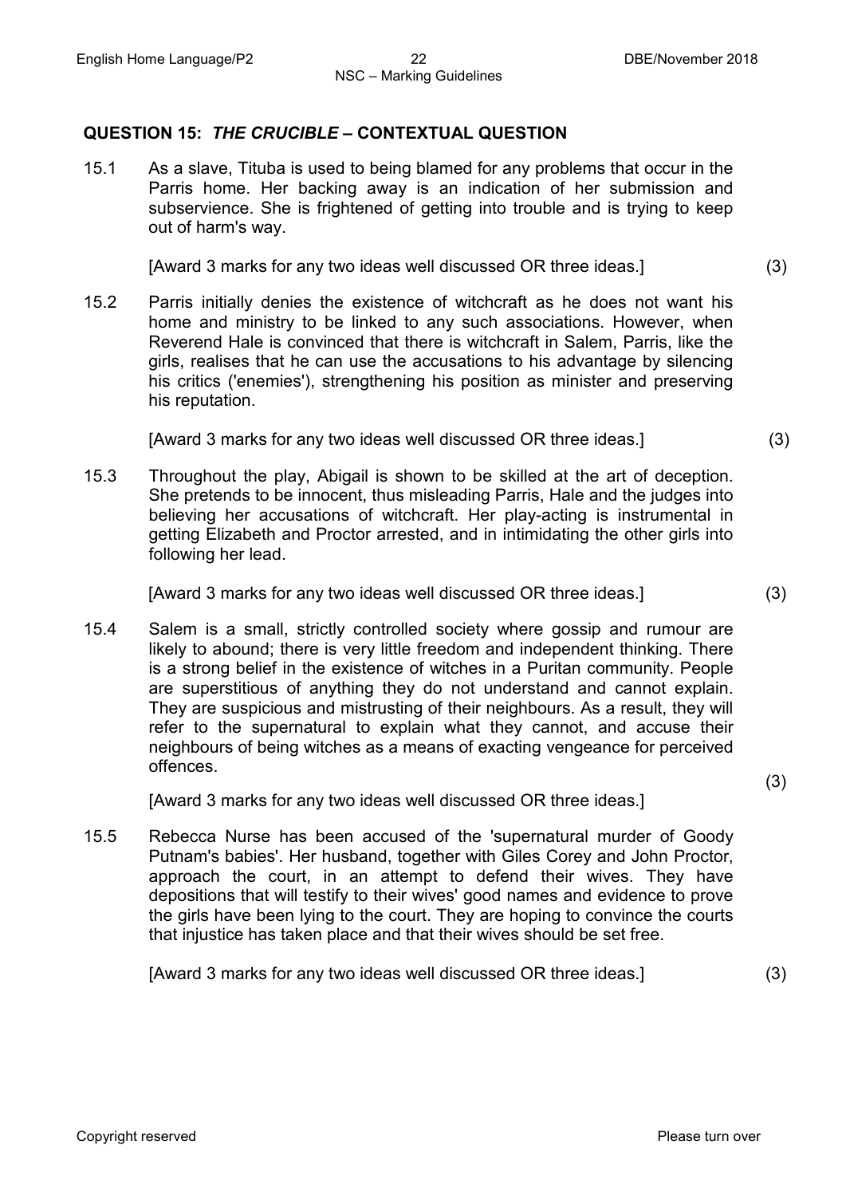## QUESTION 15: *THE CRUCIBLE* – CONTEXTUAL QUESTION

15.1 As a slave, Tituba is used to being blamed for any problems that occur in the Parris home. Her backing away is an indication of her submission and subservience. She is frightened of getting into trouble and is trying to keep out of harm's way.

[Award 3 marks for any two ideas well discussed OR three ideas.] (3)

15.2 Parris initially denies the existence of witchcraft as he does not want his home and ministry to be linked to any such associations. However, when Reverend Hale is convinced that there is witchcraft in Salem, Parris, like the girls, realises that he can use the accusations to his advantage by silencing his critics ('enemies'), strengthening his position as minister and preserving his reputation.

[Award 3 marks for any two ideas well discussed OR three ideas.] (3)

15.3 Throughout the play, Abigail is shown to be skilled at the art of deception. She pretends to be innocent, thus misleading Parris, Hale and the judges into believing her accusations of witchcraft. Her play-acting is instrumental in getting Elizabeth and Proctor arrested, and in intimidating the other girls into following her lead.

[Award 3 marks for any two ideas well discussed OR three ideas.] (3)

15.4 Salem is a small, strictly controlled society where gossip and rumour are likely to abound; there is very little freedom and independent thinking. There is a strong belief in the existence of witches in a Puritan community. People are superstitious of anything they do not understand and cannot explain. They are suspicious and mistrusting of their neighbours. As a result, they will refer to the supernatural to explain what they cannot, and accuse their neighbours of being witches as a means of exacting vengeance for perceived offences.

[Award 3 marks for any two ideas well discussed OR three ideas.] (3)

15.5 Rebecca Nurse has been accused of the 'supernatural murder of Goody Putnam's babies'. Her husband, together with Giles Corey and John Proctor, approach the court, in an attempt to defend their wives. They have depositions that will testify to their wives' good names and evidence to prove the girls have been lying to the court. They are hoping to convince the courts that injustice has taken place and that their wives should be set free.

[Award 3 marks for any two ideas well discussed OR three ideas.] (3)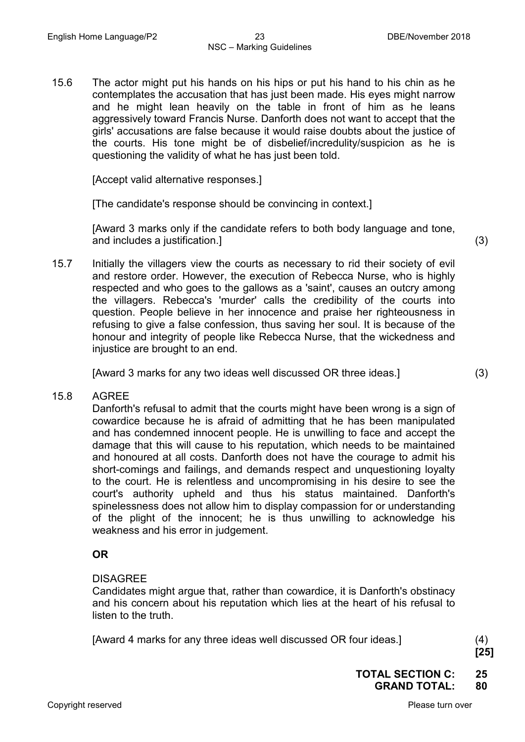15.6 The actor might put his hands on his hips or put his hand to his chin as he contemplates the accusation that has just been made. His eyes might narrow and he might lean heavily on the table in front of him as he leans aggressively toward Francis Nurse. Danforth does not want to accept that the girls' accusations are false because it would raise doubts about the justice of the courts. His tone might be of disbelief/incredulity/suspicion as he is questioning the validity of what he has just been told.

[Accept valid alternative responses.]

[The candidate's response should be convincing in context.]

[Award 3 marks only if the candidate refers to both body language and tone, and includes a justification.] (3)

15.7 Initially the villagers view the courts as necessary to rid their society of evil and restore order. However, the execution of Rebecca Nurse, who is highly respected and who goes to the gallows as a 'saint', causes an outcry among the villagers. Rebecca's 'murder' calls the credibility of the courts into question. People believe in her innocence and praise her righteousness in refusing to give a false confession, thus saving her soul. It is because of the honour and integrity of people like Rebecca Nurse, that the wickedness and injustice are brought to an end.

[Award 3 marks for any two ideas well discussed OR three ideas.] (3)

15.8 AGREE

Danforth's refusal to admit that the courts might have been wrong is a sign of cowardice because he is afraid of admitting that he has been manipulated and has condemned innocent people. He is unwilling to face and accept the damage that this will cause to his reputation, which needs to be maintained and honoured at all costs. Danforth does not have the courage to admit his short-comings and failings, and demands respect and unquestioning loyalty to the court. He is relentless and uncompromising in his desire to see the court's authority upheld and thus his status maintained. Danforth's spinelessness does not allow him to display compassion for or understanding of the plight of the innocent; he is thus unwilling to acknowledge his weakness and his error in judgement.

**OR**

DISAGREE

Candidates might argue that, rather than cowardice, it is Danforth's obstinacy and his concern about his reputation which lies at the heart of his refusal to listen to the truth.

[Award 4 marks for any three ideas well discussed OR four ideas.] (4)

**[25]**

**TOTAL SECTION C: 25**

**GRAND TOTAL: 80**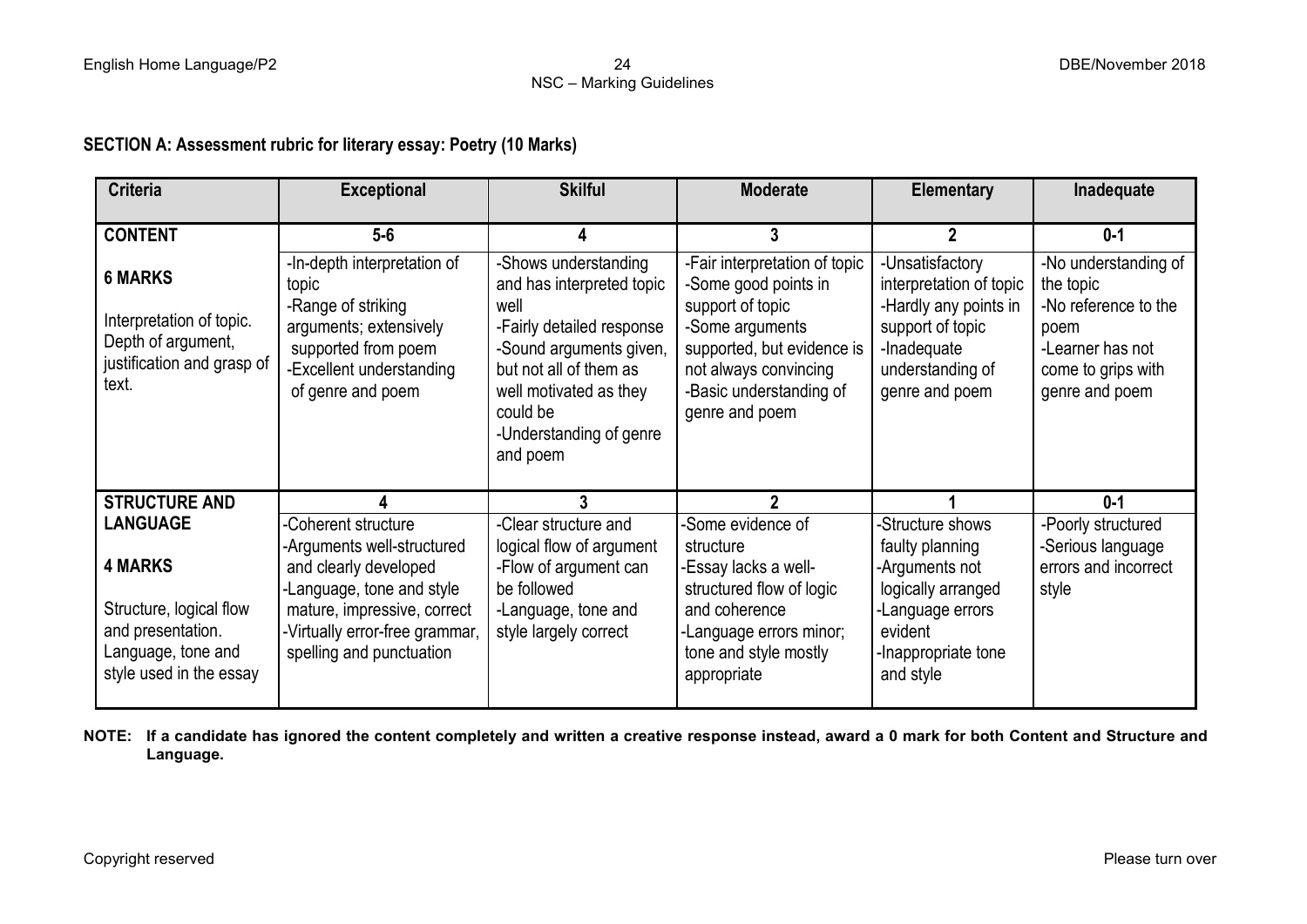**SECTION A: Assessment rubric for literary essay: Poetry (10 Marks)**

| Criteria | Exceptional | Skilful | Moderate | Elementary | Inadequate |
|---|---|---|---|---|---|
| **CONTENT** | **5-6** | **4** | **3** | **2** | **0-1** |
| **6 MARKS**<br><br>Interpretation of topic. Depth of argument, justification and grasp of text. | -In-depth interpretation of topic<br>-Range of striking arguments; extensively supported from poem<br>-Excellent understanding of genre and poem | -Shows understanding and has interpreted topic well<br>-Fairly detailed response<br>-Sound arguments given, but not all of them as well motivated as they could be<br>-Understanding of genre and poem | -Fair interpretation of topic<br>-Some good points in support of topic<br>-Some arguments supported, but evidence is not always convincing<br>-Basic understanding of genre and poem | -Unsatisfactory interpretation of topic<br>-Hardly any points in support of topic<br>-Inadequate understanding of genre and poem | -No understanding of the topic<br>-No reference to the poem<br>-Learner has not come to grips with genre and poem |
| **STRUCTURE AND LANGUAGE** | **4** | **3** | **2** | **1** | **0-1** |
| **4 MARKS**<br><br>Structure, logical flow and presentation. Language, tone and style used in the essay | -Coherent structure<br>-Arguments well-structured and clearly developed<br>-Language, tone and style mature, impressive, correct<br>-Virtually error-free grammar, spelling and punctuation | -Clear structure and logical flow of argument<br>-Flow of argument can be followed<br>-Language, tone and style largely correct | -Some evidence of structure<br>-Essay lacks a well-structured flow of logic and coherence<br>-Language errors minor; tone and style mostly appropriate | -Structure shows faulty planning<br>-Arguments not logically arranged<br>-Language errors evident<br>-Inappropriate tone and style | -Poorly structured<br>-Serious language errors and incorrect style |

**NOTE: If a candidate has ignored the content completely and written a creative response instead, award a 0 mark for both Content and Structure and Language.**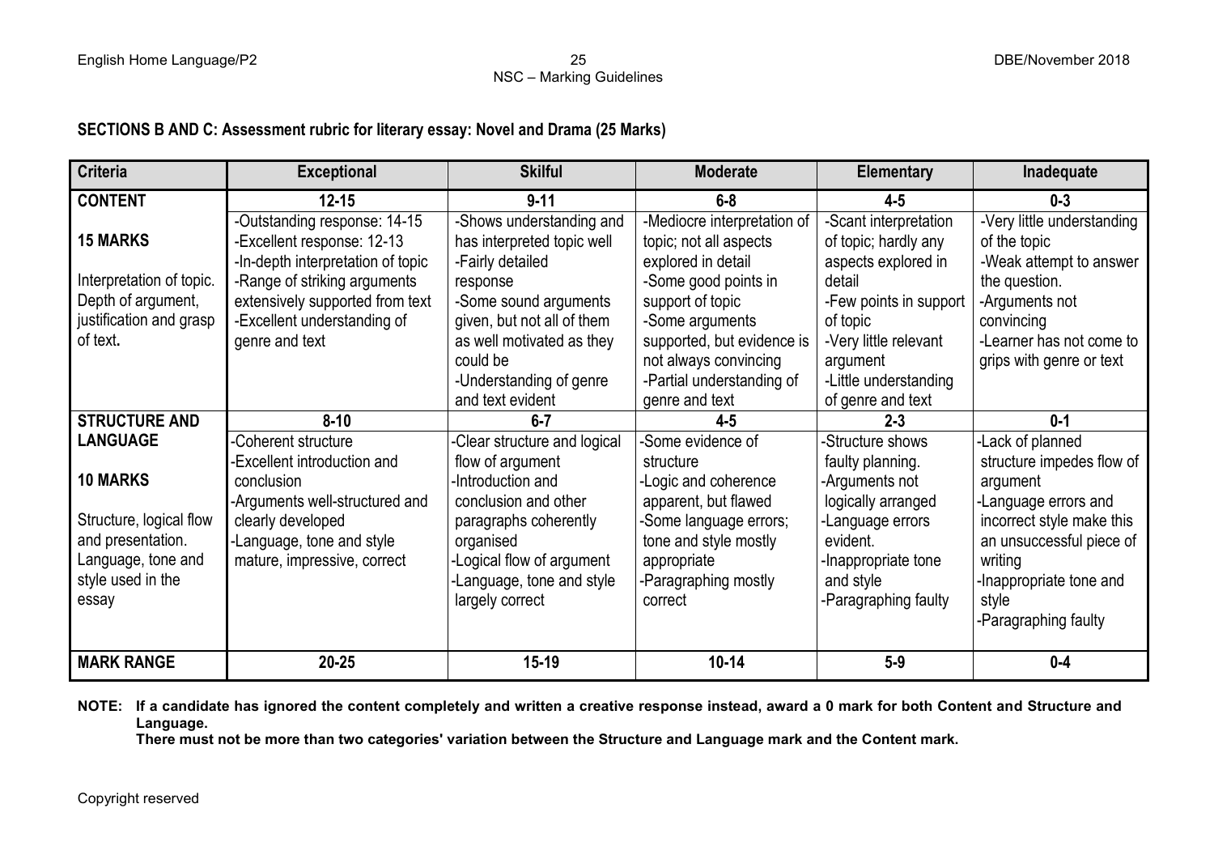## SECTIONS B AND C: Assessment rubric for literary essay: Novel and Drama (25 Marks)

| Criteria | Exceptional | Skilful | Moderate | Elementary | Inadequate |
|---|---|---|---|---|---|
| **CONTENT** | **12-15** | **9-11** | **6-8** | **4-5** | **0-3** |
| **15 MARKS**<br><br>Interpretation of topic. Depth of argument, justification and grasp of text**.** | -Outstanding response: 14-15<br>-Excellent response: 12-13<br>-In-depth interpretation of topic<br>-Range of striking arguments extensively supported from text<br>-Excellent understanding of genre and text | -Shows understanding and has interpreted topic well<br>-Fairly detailed response<br>-Some sound arguments given, but not all of them as well motivated as they could be<br>-Understanding of genre and text evident | -Mediocre interpretation of topic; not all aspects explored in detail<br>-Some good points in support of topic<br>-Some arguments supported, but evidence is not always convincing<br>-Partial understanding of genre and text | -Scant interpretation of topic; hardly any aspects explored in detail<br>-Few points in support of topic<br>-Very little relevant argument<br>-Little understanding of genre and text | -Very little understanding of the topic<br>-Weak attempt to answer the question.<br>-Arguments not convincing<br>-Learner has not come to grips with genre or text |
| **STRUCTURE AND LANGUAGE** | **8-10** | **6-7** | **4-5** | **2-3** | **0-1** |
| **10 MARKS**<br><br>Structure, logical flow and presentation. Language, tone and style used in the essay | -Coherent structure<br>-Excellent introduction and conclusion<br>-Arguments well-structured and clearly developed<br>-Language, tone and style mature, impressive, correct | -Clear structure and logical flow of argument<br>-Introduction and conclusion and other paragraphs coherently organised<br>-Logical flow of argument<br>-Language, tone and style largely correct | -Some evidence of structure<br>-Logic and coherence apparent, but flawed<br>-Some language errors; tone and style mostly appropriate<br>-Paragraphing mostly correct | -Structure shows faulty planning.<br>-Arguments not logically arranged<br>-Language errors evident.<br>-Inappropriate tone and style<br>-Paragraphing faulty | -Lack of planned structure impedes flow of argument<br>-Language errors and incorrect style make this an unsuccessful piece of writing<br>-Inappropriate tone and style<br>-Paragraphing faulty |
| **MARK RANGE** | **20-25** | **15-19** | **10-14** | **5-9** | **0-4** |

**NOTE: If a candidate has ignored the content completely and written a creative response instead, award a 0 mark for both Content and Structure and Language.**
**There must not be more than two categories' variation between the Structure and Language mark and the Content mark.**